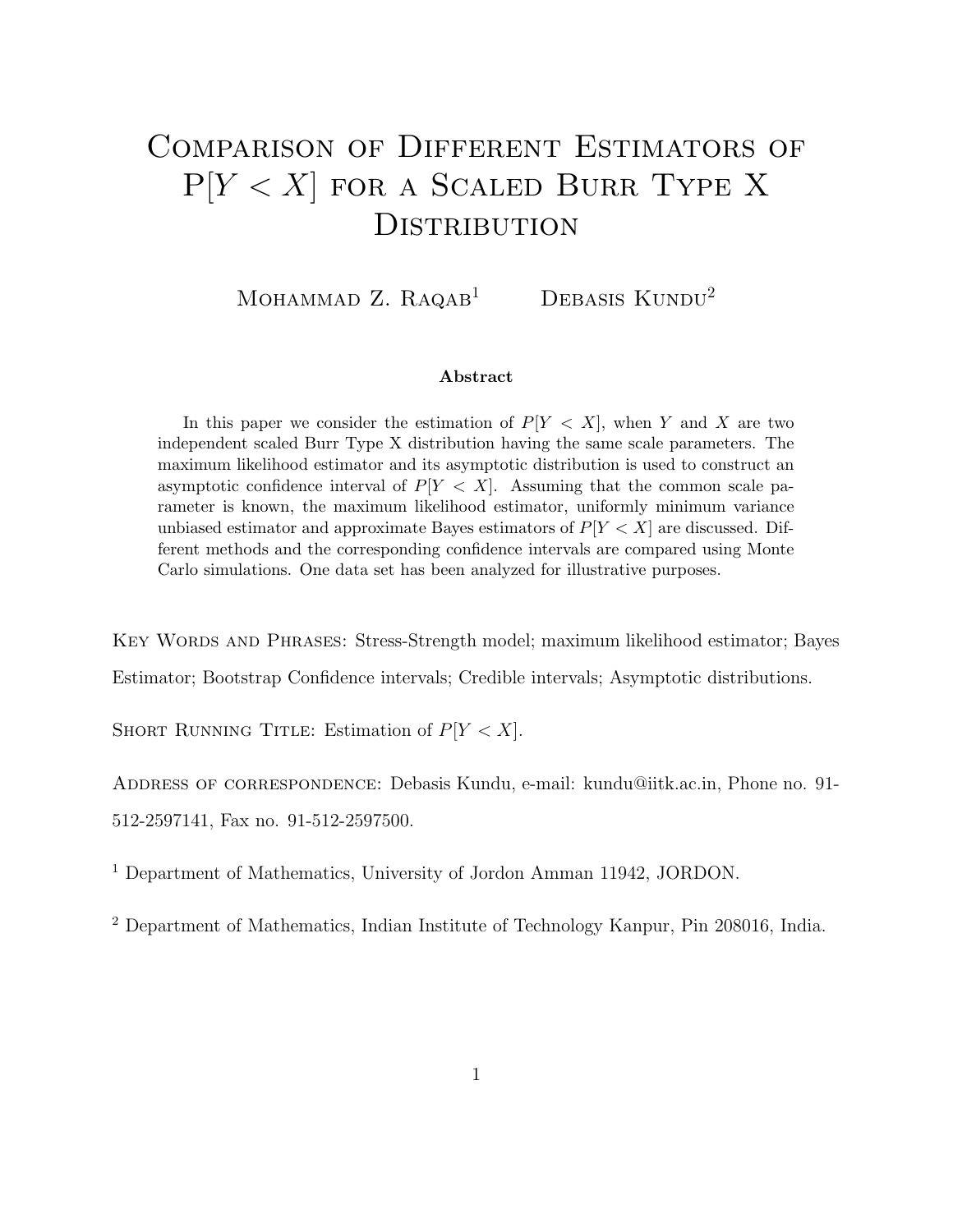# Comparison of Different Estimators of P$[Y < X]$ for a Scaled Burr Type X Distribution

Mohammad Z. Raqab[1] Debasis Kundu[2]

**Abstract**

In this paper we consider the estimation of $P[Y < X]$, when $Y$ and $X$ are two independent scaled Burr Type X distribution having the same scale parameters. The maximum likelihood estimator and its asymptotic distribution is used to construct an asymptotic confidence interval of $P[Y < X]$. Assuming that the common scale parameter is known, the maximum likelihood estimator, uniformly minimum variance unbiased estimator and approximate Bayes estimators of $P[Y < X]$ are discussed. Different methods and the corresponding confidence intervals are compared using Monte Carlo simulations. One data set has been analyzed for illustrative purposes.

Key Words and Phrases: Stress-Strength model; maximum likelihood estimator; Bayes Estimator; Bootstrap Confidence intervals; Credible intervals; Asymptotic distributions.

Short Running Title: Estimation of $P[Y < X]$.

Address of correspondence: Debasis Kundu, e-mail: kundu@iitk.ac.in, Phone no. 91-512-2597141, Fax no. 91-512-2597500.

[1] Department of Mathematics, University of Jordon Amman 11942, JORDON.

[2] Department of Mathematics, Indian Institute of Technology Kanpur, Pin 208016, India.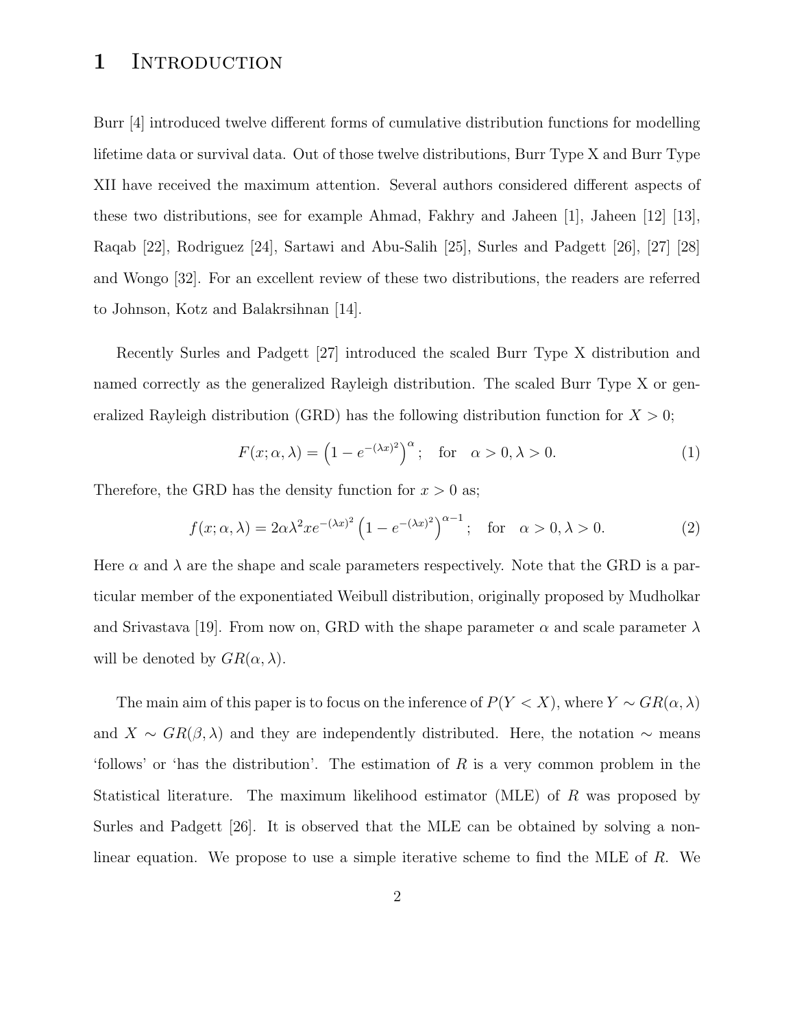# 1 Introduction

Burr [4] introduced twelve different forms of cumulative distribution functions for modelling lifetime data or survival data. Out of those twelve distributions, Burr Type X and Burr Type XII have received the maximum attention. Several authors considered different aspects of these two distributions, see for example Ahmad, Fakhry and Jaheen [1], Jaheen [12] [13], Raqab [22], Rodriguez [24], Sartawi and Abu-Salih [25], Surles and Padgett [26], [27] [28] and Wongo [32]. For an excellent review of these two distributions, the readers are referred to Johnson, Kotz and Balakrsihnan [14].

Recently Surles and Padgett [27] introduced the scaled Burr Type X distribution and named correctly as the generalized Rayleigh distribution. The scaled Burr Type X or generalized Rayleigh distribution (GRD) has the following distribution function for $X > 0$;

$$F(x; \alpha, \lambda) = \left(1 - e^{-(\lambda x)^2}\right)^{\alpha}; \quad \text{for} \quad \alpha > 0, \lambda > 0. \tag{1}$$

Therefore, the GRD has the density function for $x > 0$ as;

$$f(x; \alpha, \lambda) = 2\alpha\lambda^2 x e^{-(\lambda x)^2}\left(1 - e^{-(\lambda x)^2}\right)^{\alpha-1}; \quad \text{for} \quad \alpha > 0, \lambda > 0. \tag{2}$$

Here $\alpha$ and $\lambda$ are the shape and scale parameters respectively. Note that the GRD is a particular member of the exponentiated Weibull distribution, originally proposed by Mudholkar and Srivastava [19]. From now on, GRD with the shape parameter $\alpha$ and scale parameter $\lambda$ will be denoted by $GR(\alpha, \lambda)$.

The main aim of this paper is to focus on the inference of $P(Y < X)$, where $Y \sim GR(\alpha, \lambda)$ and $X \sim GR(\beta, \lambda)$ and they are independently distributed. Here, the notation $\sim$ means 'follows' or 'has the distribution'. The estimation of $R$ is a very common problem in the Statistical literature. The maximum likelihood estimator (MLE) of $R$ was proposed by Surles and Padgett [26]. It is observed that the MLE can be obtained by solving a non-linear equation. We propose to use a simple iterative scheme to find the MLE of $R$. We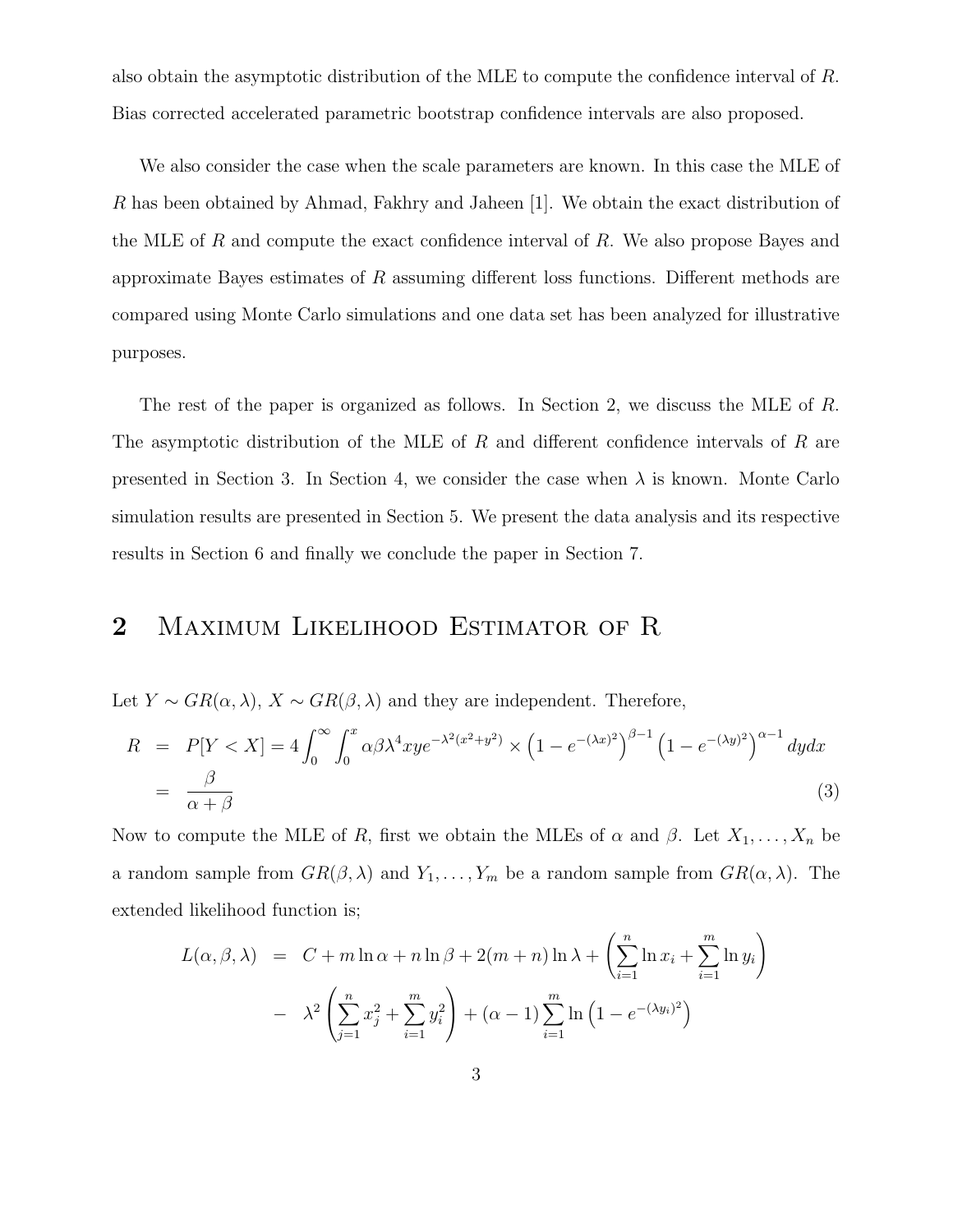also obtain the asymptotic distribution of the MLE to compute the confidence interval of $R$. Bias corrected accelerated parametric bootstrap confidence intervals are also proposed.

We also consider the case when the scale parameters are known. In this case the MLE of $R$ has been obtained by Ahmad, Fakhry and Jaheen [1]. We obtain the exact distribution of the MLE of $R$ and compute the exact confidence interval of $R$. We also propose Bayes and approximate Bayes estimates of $R$ assuming different loss functions. Different methods are compared using Monte Carlo simulations and one data set has been analyzed for illustrative purposes.

The rest of the paper is organized as follows. In Section 2, we discuss the MLE of $R$. The asymptotic distribution of the MLE of $R$ and different confidence intervals of $R$ are presented in Section 3. In Section 4, we consider the case when $\lambda$ is known. Monte Carlo simulation results are presented in Section 5. We present the data analysis and its respective results in Section 6 and finally we conclude the paper in Section 7.

## 2 Maximum Likelihood Estimator of R

Let $Y \sim GR(\alpha, \lambda)$, $X \sim GR(\beta, \lambda)$ and they are independent. Therefore,

$$
\begin{aligned}
R &= P[Y < X] = 4\int_0^\infty \int_0^x \alpha\beta\lambda^4 xye^{-\lambda^2(x^2+y^2)} \times \left(1 - e^{-(\lambda x)^2}\right)^{\beta-1} \left(1 - e^{-(\lambda y)^2}\right)^{\alpha-1} dydx \\
&= \frac{\beta}{\alpha+\beta} \qquad (3)
\end{aligned}
$$

Now to compute the MLE of $R$, first we obtain the MLEs of $\alpha$ and $\beta$. Let $X_1, \ldots, X_n$ be a random sample from $GR(\beta, \lambda)$ and $Y_1, \ldots, Y_m$ be a random sample from $GR(\alpha, \lambda)$. The extended likelihood function is;

$$
\begin{aligned}
L(\alpha, \beta, \lambda) &= C + m\ln\alpha + n\ln\beta + 2(m+n)\ln\lambda + \left(\sum_{i=1}^{n} \ln x_i + \sum_{i=1}^{m} \ln y_i\right) \\
&- \lambda^2 \left(\sum_{j=1}^{n} x_j^2 + \sum_{i=1}^{m} y_i^2\right) + (\alpha - 1)\sum_{i=1}^{m} \ln\left(1 - e^{-(\lambda y_i)^2}\right)
\end{aligned}
$$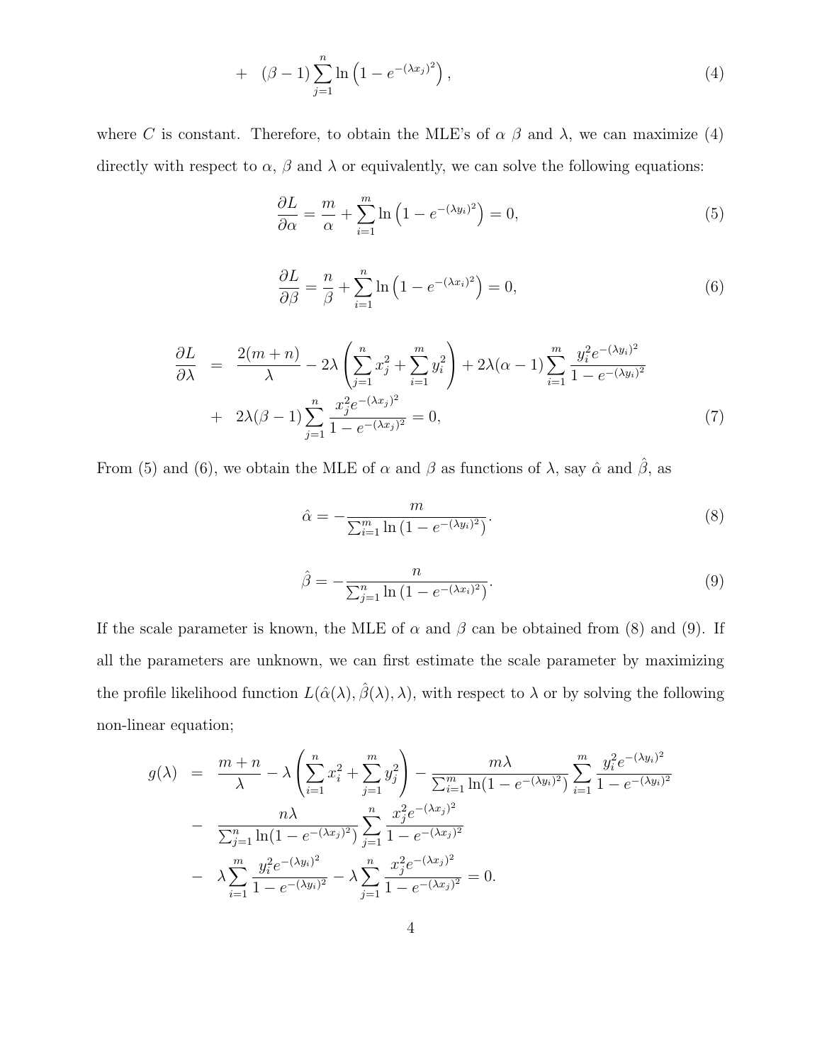$$+ \quad (\beta - 1) \sum_{j=1}^{n} \ln\left(1 - e^{-(\lambda x_j)^2}\right), \tag{4}$$

where $C$ is constant. Therefore, to obtain the MLE's of $\alpha$ $\beta$ and $\lambda$, we can maximize (4) directly with respect to $\alpha$, $\beta$ and $\lambda$ or equivalently, we can solve the following equations:

$$\frac{\partial L}{\partial \alpha} = \frac{m}{\alpha} + \sum_{i=1}^{m} \ln\left(1 - e^{-(\lambda y_i)^2}\right) = 0, \tag{5}$$

$$\frac{\partial L}{\partial \beta} = \frac{n}{\beta} + \sum_{i=1}^{n} \ln\left(1 - e^{-(\lambda x_i)^2}\right) = 0, \tag{6}$$

$$\begin{aligned}
\frac{\partial L}{\partial \lambda} &= \frac{2(m+n)}{\lambda} - 2\lambda \left( \sum_{j=1}^{n} x_j^2 + \sum_{i=1}^{m} y_i^2 \right) + 2\lambda(\alpha - 1) \sum_{i=1}^{m} \frac{y_i^2 e^{-(\lambda y_i)^2}}{1 - e^{-(\lambda y_i)^2}} \\
&+ \quad 2\lambda(\beta - 1) \sum_{j=1}^{n} \frac{x_j^2 e^{-(\lambda x_j)^2}}{1 - e^{-(\lambda x_j)^2}} = 0,
\end{aligned} \tag{7}$$

From (5) and (6), we obtain the MLE of $\alpha$ and $\beta$ as functions of $\lambda$, say $\hat{\alpha}$ and $\hat{\beta}$, as

$$\hat{\alpha} = -\frac{m}{\sum_{i=1}^{m} \ln\left(1 - e^{-(\lambda y_i)^2}\right)}. \tag{8}$$

$$\hat{\beta} = -\frac{n}{\sum_{j=1}^{n} \ln\left(1 - e^{-(\lambda x_i)^2}\right)}. \tag{9}$$

If the scale parameter is known, the MLE of $\alpha$ and $\beta$ can be obtained from (8) and (9). If all the parameters are unknown, we can first estimate the scale parameter by maximizing the profile likelihood function $L(\hat{\alpha}(\lambda), \hat{\beta}(\lambda), \lambda)$, with respect to $\lambda$ or by solving the following non-linear equation;

$$\begin{aligned}
g(\lambda) &= \frac{m+n}{\lambda} - \lambda \left( \sum_{i=1}^{n} x_i^2 + \sum_{j=1}^{m} y_j^2 \right) - \frac{m\lambda}{\sum_{i=1}^{m} \ln(1 - e^{-(\lambda y_i)^2})} \sum_{i=1}^{m} \frac{y_i^2 e^{-(\lambda y_i)^2}}{1 - e^{-(\lambda y_i)^2}} \\
&- \quad \frac{n\lambda}{\sum_{j=1}^{n} \ln(1 - e^{-(\lambda x_j)^2})} \sum_{j=1}^{n} \frac{x_j^2 e^{-(\lambda x_j)^2}}{1 - e^{-(\lambda x_j)^2}} \\
&- \quad \lambda \sum_{i=1}^{m} \frac{y_i^2 e^{-(\lambda y_i)^2}}{1 - e^{-(\lambda y_i)^2}} - \lambda \sum_{j=1}^{n} \frac{x_j^2 e^{-(\lambda x_j)^2}}{1 - e^{-(\lambda x_j)^2}} = 0.
\end{aligned}$$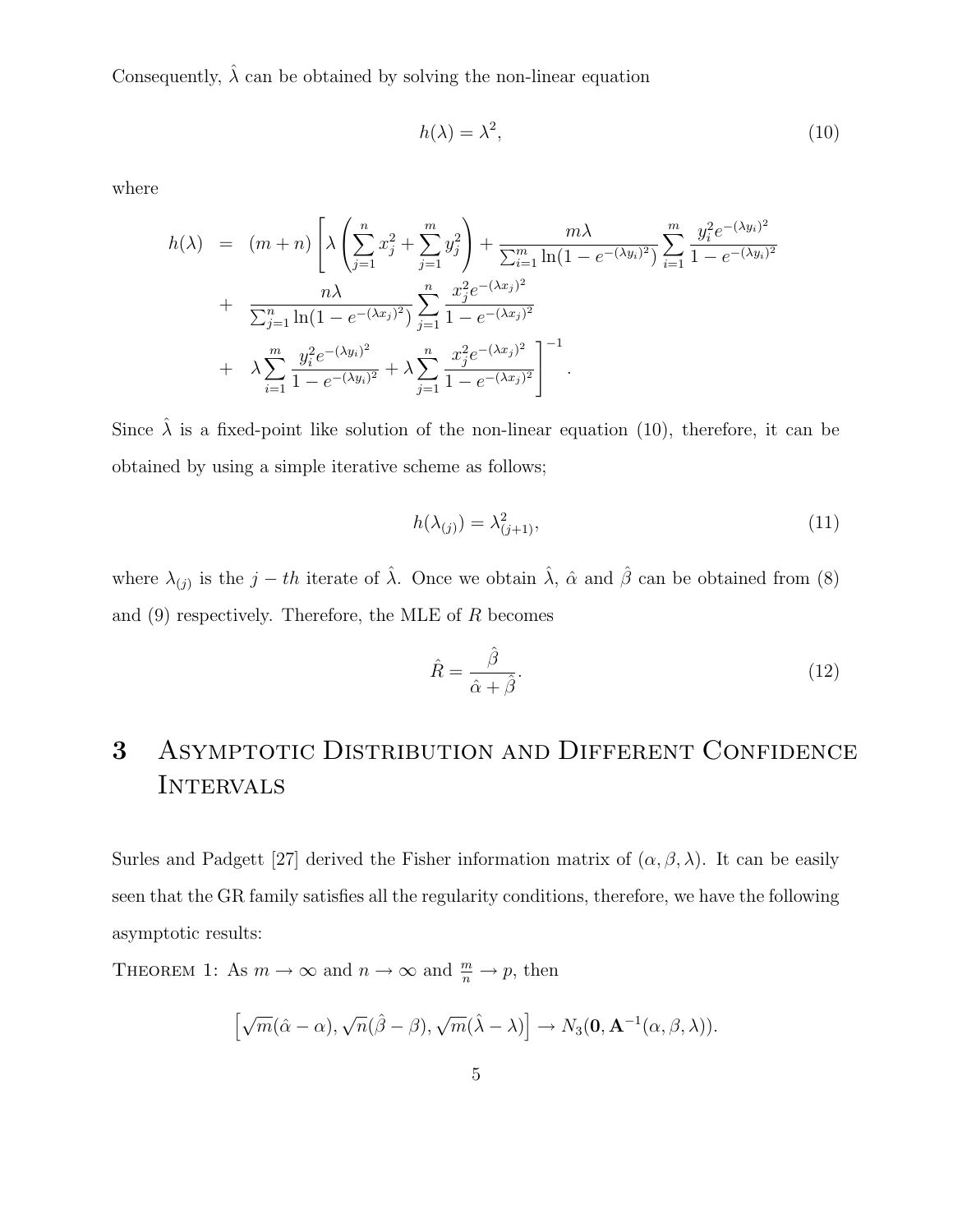Consequently, $\hat{\lambda}$ can be obtained by solving the non-linear equation

$$h(\lambda) = \lambda^2, \tag{10}$$

where

$$\begin{aligned}
h(\lambda) &= (m+n)\left[\lambda\left(\sum_{j=1}^{n} x_j^2 + \sum_{j=1}^{m} y_j^2\right) + \frac{m\lambda}{\sum_{i=1}^{m}\ln(1-e^{-(\lambda y_i)^2})}\sum_{i=1}^{m}\frac{y_i^2 e^{-(\lambda y_i)^2}}{1-e^{-(\lambda y_i)^2}}\right. \\
&+ \frac{n\lambda}{\sum_{j=1}^{n}\ln(1-e^{-(\lambda x_j)^2})}\sum_{j=1}^{n}\frac{x_j^2 e^{-(\lambda x_j)^2}}{1-e^{-(\lambda x_j)^2}} \\
&+ \left.\lambda\sum_{i=1}^{m}\frac{y_i^2 e^{-(\lambda y_i)^2}}{1-e^{-(\lambda y_i)^2}} + \lambda\sum_{j=1}^{n}\frac{x_j^2 e^{-(\lambda x_j)^2}}{1-e^{-(\lambda x_j)^2}}\right]^{-1}.
\end{aligned}$$

Since $\hat{\lambda}$ is a fixed-point like solution of the non-linear equation (10), therefore, it can be obtained by using a simple iterative scheme as follows;

$$h(\lambda_{(j)}) = \lambda_{(j+1)}^2, \tag{11}$$

where $\lambda_{(j)}$ is the $j-th$ iterate of $\hat{\lambda}$. Once we obtain $\hat{\lambda}$, $\hat{\alpha}$ and $\hat{\beta}$ can be obtained from (8) and (9) respectively. Therefore, the MLE of $R$ becomes

$$\hat{R} = \frac{\hat{\beta}}{\hat{\alpha}+\hat{\beta}}. \tag{12}$$

# 3 Asymptotic Distribution and Different Confidence Intervals

Surles and Padgett [27] derived the Fisher information matrix of $(\alpha, \beta, \lambda)$. It can be easily seen that the GR family satisfies all the regularity conditions, therefore, we have the following asymptotic results:

Theorem 1: As $m \to \infty$ and $n \to \infty$ and $\frac{m}{n} \to p$, then

$$\left[\sqrt{m}(\hat{\alpha}-\alpha), \sqrt{n}(\hat{\beta}-\beta), \sqrt{m}(\hat{\lambda}-\lambda)\right] \to N_3(\mathbf{0}, \mathbf{A}^{-1}(\alpha,\beta,\lambda)).$$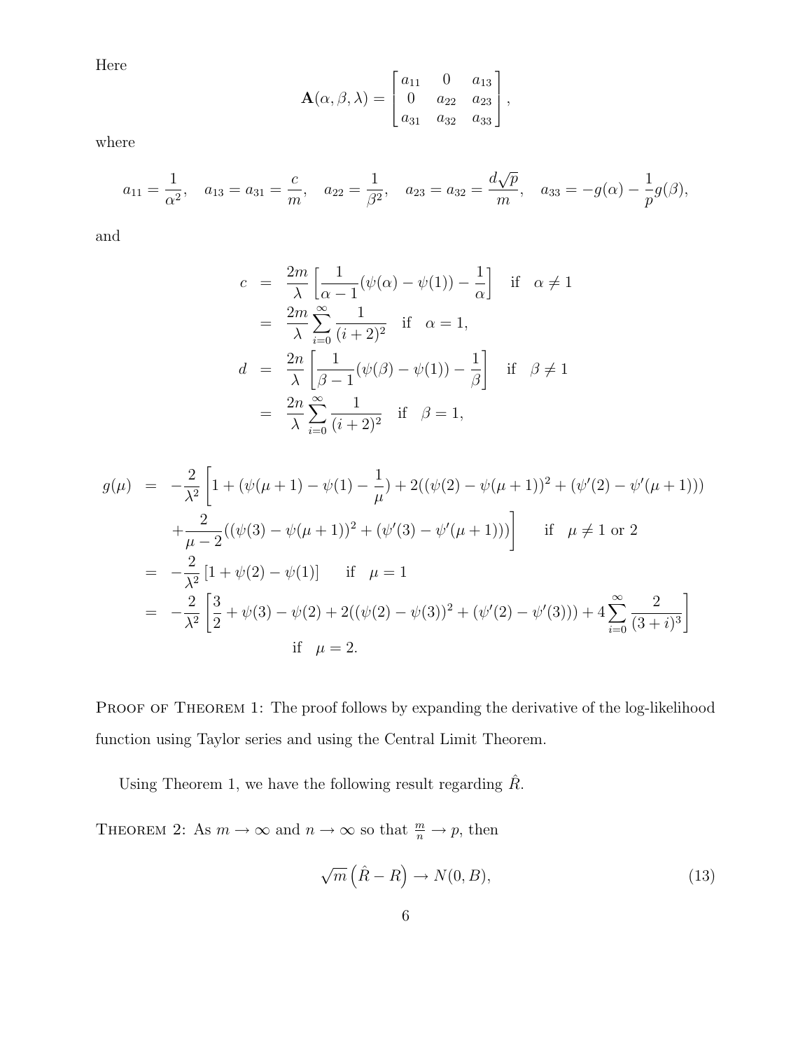Here

$$\mathbf{A}(\alpha, \beta, \lambda) = \begin{bmatrix} a_{11} & 0 & a_{13} \\ 0 & a_{22} & a_{23} \\ a_{31} & a_{32} & a_{33} \end{bmatrix},$$

where

$$a_{11} = \frac{1}{\alpha^2}, \quad a_{13} = a_{31} = \frac{c}{m}, \quad a_{22} = \frac{1}{\beta^2}, \quad a_{23} = a_{32} = \frac{d\sqrt{p}}{m}, \quad a_{33} = -g(\alpha) - \frac{1}{p}g(\beta),$$

and

$$\begin{aligned}
c &= \frac{2m}{\lambda}\left[\frac{1}{\alpha - 1}(\psi(\alpha) - \psi(1)) - \frac{1}{\alpha}\right] \quad \text{if} \quad \alpha \neq 1 \\
&= \frac{2m}{\lambda}\sum_{i=0}^{\infty}\frac{1}{(i+2)^2} \quad \text{if} \quad \alpha = 1, \\
d &= \frac{2n}{\lambda}\left[\frac{1}{\beta - 1}(\psi(\beta) - \psi(1)) - \frac{1}{\beta}\right] \quad \text{if} \quad \beta \neq 1 \\
&= \frac{2n}{\lambda}\sum_{i=0}^{\infty}\frac{1}{(i+2)^2} \quad \text{if} \quad \beta = 1,
\end{aligned}$$

$$\begin{aligned}
g(\mu) &= -\frac{2}{\lambda^2}\Big[1 + (\psi(\mu+1) - \psi(1) - \frac{1}{\mu}) + 2((\psi(2) - \psi(\mu+1))^2 + (\psi'(2) - \psi'(\mu+1))) \\
&\quad + \frac{2}{\mu - 2}((\psi(3) - \psi(\mu+1))^2 + (\psi'(3) - \psi'(\mu+1)))\Big] \quad \text{if} \quad \mu \neq 1 \text{ or } 2 \\
&= -\frac{2}{\lambda^2}\left[1 + \psi(2) - \psi(1)\right] \quad \text{if} \quad \mu = 1 \\
&= -\frac{2}{\lambda^2}\left[\frac{3}{2} + \psi(3) - \psi(2) + 2((\psi(2) - \psi(3))^2 + (\psi'(2) - \psi'(3))) + 4\sum_{i=0}^{\infty}\frac{2}{(3+i)^3}\right] \\
&\quad \text{if} \quad \mu = 2.
\end{aligned}$$

Proof of Theorem 1: The proof follows by expanding the derivative of the log-likelihood function using Taylor series and using the Central Limit Theorem.

Using Theorem 1, we have the following result regarding $\hat{R}$.

Theorem 2: As $m \to \infty$ and $n \to \infty$ so that $\frac{m}{n} \to p$, then

$$\sqrt{m}\left(\hat{R} - R\right) \to N(0, B), \tag{13}$$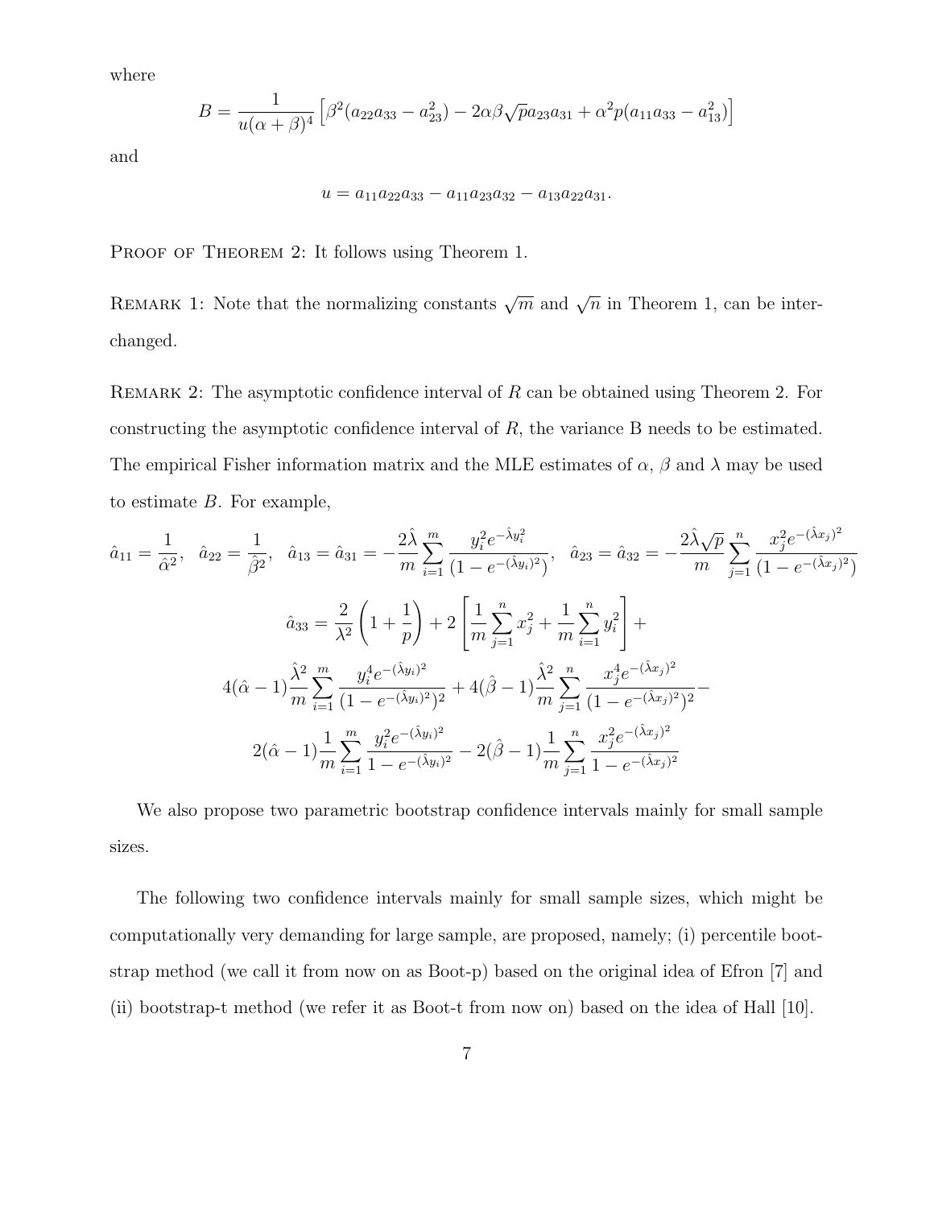where

$$B = \frac{1}{u(\alpha+\beta)^4}\left[\beta^2(a_{22}a_{33}-a_{23}^2) - 2\alpha\beta\sqrt{p}a_{23}a_{31} + \alpha^2 p(a_{11}a_{33}-a_{13}^2)\right]$$

and

$$u = a_{11}a_{22}a_{33} - a_{11}a_{23}a_{32} - a_{13}a_{22}a_{31}.$$

PROOF OF THEOREM 2: It follows using Theorem 1.

REMARK 1: Note that the normalizing constants $\sqrt{m}$ and $\sqrt{n}$ in Theorem 1, can be interchanged.

REMARK 2: The asymptotic confidence interval of $R$ can be obtained using Theorem 2. For constructing the asymptotic confidence interval of $R$, the variance B needs to be estimated. The empirical Fisher information matrix and the MLE estimates of $\alpha$, $\beta$ and $\lambda$ may be used to estimate $B$. For example,

$$\hat{a}_{11} = \frac{1}{\hat{\alpha}^2}, \quad \hat{a}_{22} = \frac{1}{\hat{\beta}^2}, \quad \hat{a}_{13} = \hat{a}_{31} = -\frac{2\hat{\lambda}}{m}\sum_{i=1}^{m}\frac{y_i^2 e^{-\hat{\lambda}y_i^2}}{(1-e^{-(\hat{\lambda}y_i)^2})}, \quad \hat{a}_{23} = \hat{a}_{32} = -\frac{2\hat{\lambda}\sqrt{p}}{m}\sum_{j=1}^{n}\frac{x_j^2 e^{-(\hat{\lambda}x_j)^2}}{(1-e^{-(\hat{\lambda}x_j)^2})}$$

$$\hat{a}_{33} = \frac{2}{\lambda^2}\left(1+\frac{1}{p}\right) + 2\left[\frac{1}{m}\sum_{j=1}^{n}x_j^2 + \frac{1}{m}\sum_{i=1}^{n}y_i^2\right] +$$

$$4(\hat{\alpha}-1)\frac{\hat{\lambda}^2}{m}\sum_{i=1}^{m}\frac{y_i^4 e^{-(\hat{\lambda}y_i)^2}}{(1-e^{-(\hat{\lambda}y_i)^2})^2} + 4(\hat{\beta}-1)\frac{\hat{\lambda}^2}{m}\sum_{j=1}^{n}\frac{x_j^4 e^{-(\hat{\lambda}x_j)^2}}{(1-e^{-(\hat{\lambda}x_j)^2})^2} -$$

$$2(\hat{\alpha}-1)\frac{1}{m}\sum_{i=1}^{m}\frac{y_i^2 e^{-(\hat{\lambda}y_i)^2}}{1-e^{-(\hat{\lambda}y_i)^2}} - 2(\hat{\beta}-1)\frac{1}{m}\sum_{j=1}^{n}\frac{x_j^2 e^{-(\hat{\lambda}x_j)^2}}{1-e^{-(\hat{\lambda}x_j)^2}}$$

We also propose two parametric bootstrap confidence intervals mainly for small sample sizes.

The following two confidence intervals mainly for small sample sizes, which might be computationally very demanding for large sample, are proposed, namely; (i) percentile bootstrap method (we call it from now on as Boot-p) based on the original idea of Efron [7] and (ii) bootstrap-t method (we refer it as Boot-t from now on) based on the idea of Hall [10].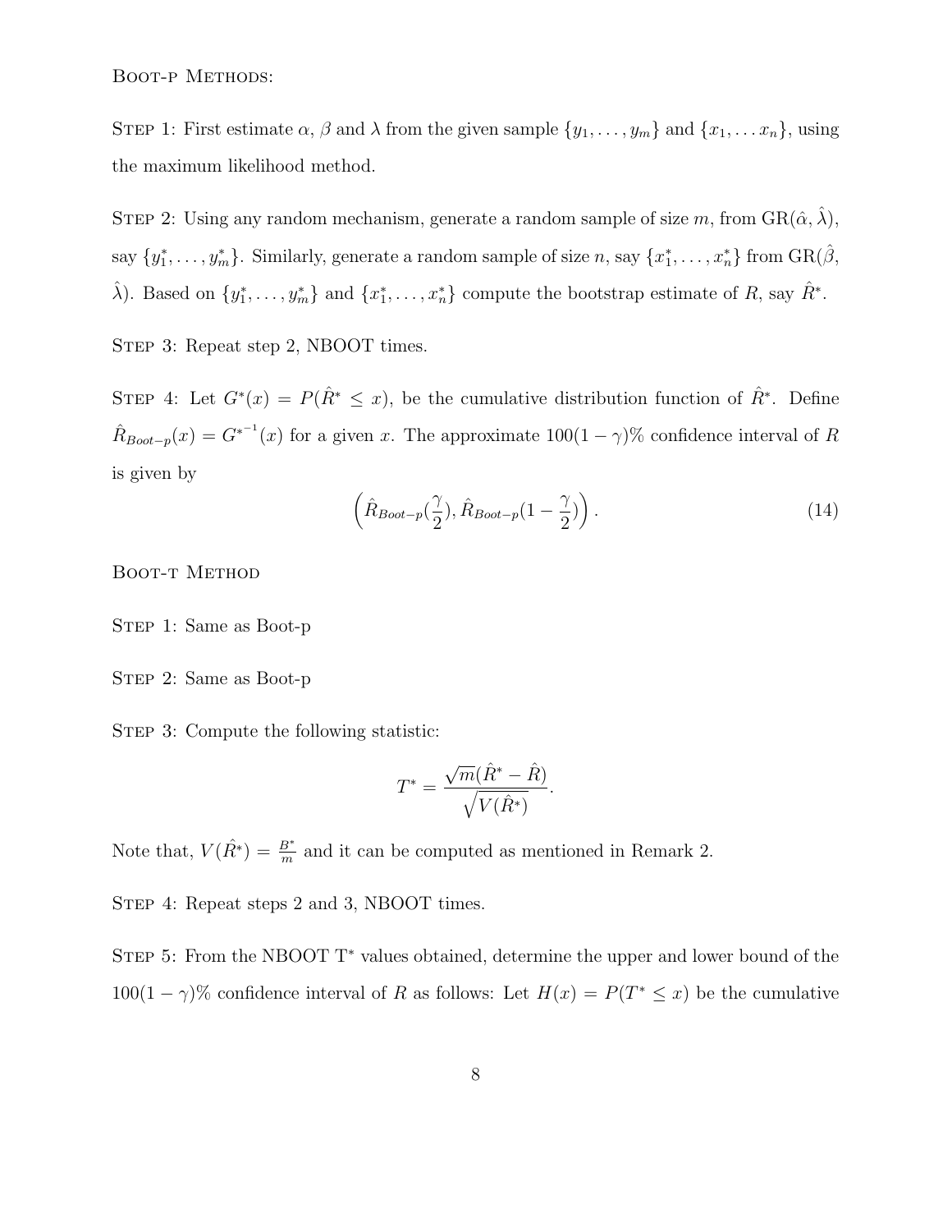Boot-p Methods:

Step 1: First estimate $\alpha$, $\beta$ and $\lambda$ from the given sample $\{y_1, \ldots, y_m\}$ and $\{x_1, \ldots x_n\}$, using the maximum likelihood method.

Step 2: Using any random mechanism, generate a random sample of size $m$, from GR($\hat{\alpha}$, $\hat{\lambda}$), say $\{y_1^*, \ldots, y_m^*\}$. Similarly, generate a random sample of size $n$, say $\{x_1^*, \ldots, x_n^*\}$ from GR($\hat{\beta}$, $\hat{\lambda}$). Based on $\{y_1^*, \ldots, y_m^*\}$ and $\{x_1^*, \ldots, x_n^*\}$ compute the bootstrap estimate of $R$, say $\hat{R}^*$.

Step 3: Repeat step 2, NBOOT times.

Step 4: Let $G^*(x) = P(\hat{R}^* \leq x)$, be the cumulative distribution function of $\hat{R}^*$. Define $\hat{R}_{Boot-p}(x) = G^{*^{-1}}(x)$ for a given $x$. The approximate $100(1-\gamma)\%$ confidence interval of $R$ is given by

$$\left(\hat{R}_{Boot-p}(\frac{\gamma}{2}), \hat{R}_{Boot-p}(1-\frac{\gamma}{2})\right). \tag{14}$$

Boot-t Method

Step 1: Same as Boot-p

Step 2: Same as Boot-p

Step 3: Compute the following statistic:

$$T^* = \frac{\sqrt{m}(\hat{R}^* - \hat{R})}{\sqrt{V(\hat{R}^*)}}.$$

Note that, $V(\hat{R}^*) = \frac{B^*}{m}$ and it can be computed as mentioned in Remark 2.

Step 4: Repeat steps 2 and 3, NBOOT times.

Step 5: From the NBOOT T$^*$ values obtained, determine the upper and lower bound of the $100(1-\gamma)\%$ confidence interval of $R$ as follows: Let $H(x) = P(T^* \leq x)$ be the cumulative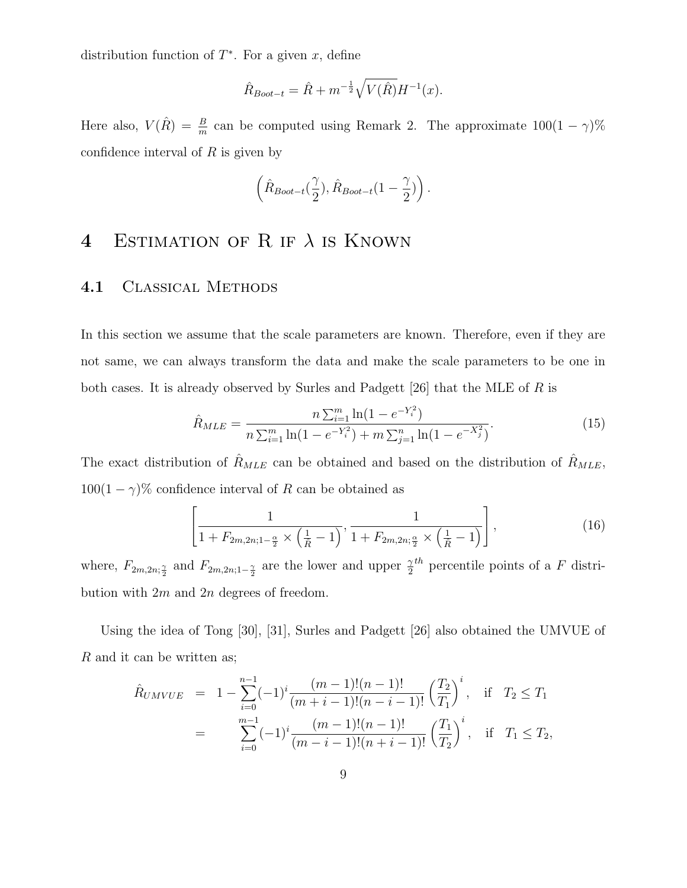distribution function of $T^*$. For a given $x$, define

$$\hat{R}_{Boot-t} = \hat{R} + m^{-\frac{1}{2}}\sqrt{V(\hat{R})}H^{-1}(x).$$

Here also, $V(\hat{R}) = \frac{B}{m}$ can be computed using Remark 2. The approximate $100(1-\gamma)\%$ confidence interval of $R$ is given by

$$\left(\hat{R}_{Boot-t}(\frac{\gamma}{2}), \hat{R}_{Boot-t}(1-\frac{\gamma}{2})\right).$$

# 4 Estimation of R if $\lambda$ is Known

## 4.1 Classical Methods

In this section we assume that the scale parameters are known. Therefore, even if they are not same, we can always transform the data and make the scale parameters to be one in both cases. It is already observed by Surles and Padgett [26] that the MLE of $R$ is

$$\hat{R}_{MLE} = \frac{n\sum_{i=1}^{m}\ln(1-e^{-Y_i^2})}{n\sum_{i=1}^{m}\ln(1-e^{-Y_i^2}) + m\sum_{j=1}^{n}\ln(1-e^{-X_j^2})}. \tag{15}$$

The exact distribution of $\hat{R}_{MLE}$ can be obtained and based on the distribution of $\hat{R}_{MLE}$, $100(1-\gamma)\%$ confidence interval of $R$ can be obtained as

$$\left[\frac{1}{1+F_{2m,2n;1-\frac{\alpha}{2}} \times \left(\frac{1}{\hat{R}}-1\right)}, \frac{1}{1+F_{2m,2n;\frac{\alpha}{2}} \times \left(\frac{1}{\hat{R}}-1\right)}\right], \tag{16}$$

where, $F_{2m,2n;\frac{\gamma}{2}}$ and $F_{2m,2n;1-\frac{\gamma}{2}}$ are the lower and upper $\frac{\gamma}{2}^{th}$ percentile points of a $F$ distribution with $2m$ and $2n$ degrees of freedom.

Using the idea of Tong [30], [31], Surles and Padgett [26] also obtained the UMVUE of $R$ and it can be written as;

$$\begin{aligned}
\hat{R}_{UMVUE} &= 1 - \sum_{i=0}^{n-1}(-1)^i \frac{(m-1)!(n-1)!}{(m+i-1)!(n-i-1)!}\left(\frac{T_2}{T_1}\right)^i, \quad \text{if} \quad T_2 \leq T_1 \\
&= \sum_{i=0}^{m-1}(-1)^i \frac{(m-1)!(n-1)!}{(m-i-1)!(n+i-1)!}\left(\frac{T_1}{T_2}\right)^i, \quad \text{if} \quad T_1 \leq T_2,
\end{aligned}$$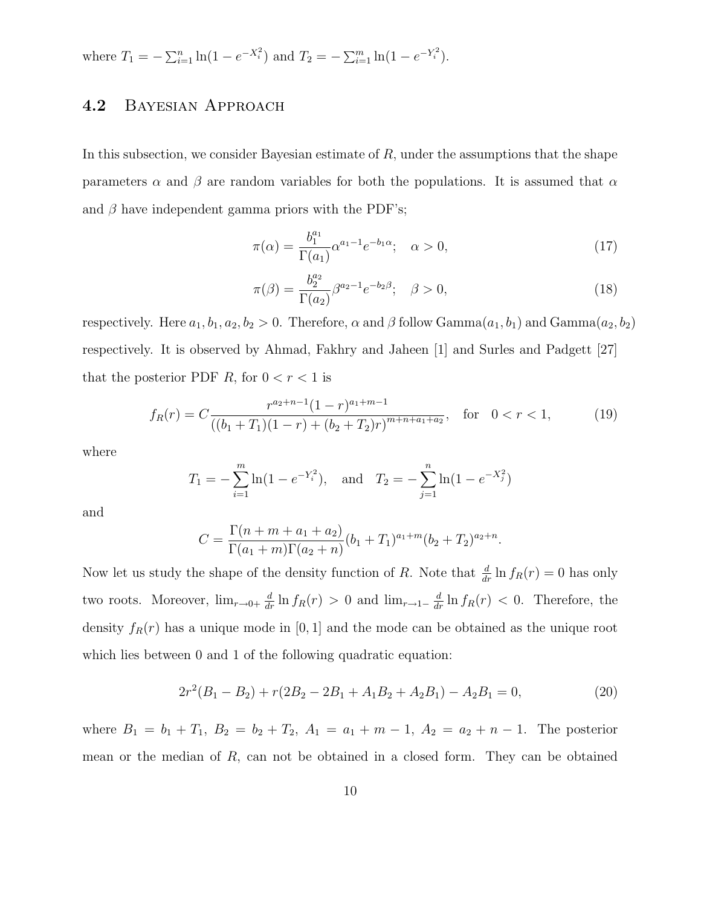where $T_1 = -\sum_{i=1}^{n} \ln(1 - e^{-X_i^2})$ and $T_2 = -\sum_{i=1}^{m} \ln(1 - e^{-Y_i^2})$.

### 4.2 Bayesian Approach

In this subsection, we consider Bayesian estimate of $R$, under the assumptions that the shape parameters $\alpha$ and $\beta$ are random variables for both the populations. It is assumed that $\alpha$ and $\beta$ have independent gamma priors with the PDF's;

$$\pi(\alpha) = \frac{b_1^{a_1}}{\Gamma(a_1)} \alpha^{a_1 - 1} e^{-b_1 \alpha}; \quad \alpha > 0, \tag{17}$$

$$\pi(\beta) = \frac{b_2^{a_2}}{\Gamma(a_2)} \beta^{a_2 - 1} e^{-b_2 \beta}; \quad \beta > 0, \tag{18}$$

respectively. Here $a_1, b_1, a_2, b_2 > 0$. Therefore, $\alpha$ and $\beta$ follow Gamma$(a_1, b_1)$ and Gamma$(a_2, b_2)$ respectively. It is observed by Ahmad, Fakhry and Jaheen [1] and Surles and Padgett [27] that the posterior PDF $R$, for $0 < r < 1$ is

$$f_R(r) = C \frac{r^{a_2+n-1}(1-r)^{a_1+m-1}}{((b_1+T_1)(1-r) + (b_2+T_2)r)^{m+n+a_1+a_2}}, \quad \text{for} \quad 0 < r < 1, \tag{19}$$

where

$$T_1 = -\sum_{i=1}^{m} \ln(1 - e^{-Y_i^2}), \quad \text{and} \quad T_2 = -\sum_{j=1}^{n} \ln(1 - e^{-X_j^2})$$

and

$$C = \frac{\Gamma(n+m+a_1+a_2)}{\Gamma(a_1+m)\Gamma(a_2+n)} (b_1+T_1)^{a_1+m} (b_2+T_2)^{a_2+n}.$$

Now let us study the shape of the density function of $R$. Note that $\frac{d}{dr} \ln f_R(r) = 0$ has only two roots. Moreover, $\lim_{r \to 0+} \frac{d}{dr} \ln f_R(r) > 0$ and $\lim_{r \to 1-} \frac{d}{dr} \ln f_R(r) < 0$. Therefore, the density $f_R(r)$ has a unique mode in $[0, 1]$ and the mode can be obtained as the unique root which lies between 0 and 1 of the following quadratic equation:

$$2r^2(B_1 - B_2) + r(2B_2 - 2B_1 + A_1 B_2 + A_2 B_1) - A_2 B_1 = 0, \tag{20}$$

where $B_1 = b_1 + T_1$, $B_2 = b_2 + T_2$, $A_1 = a_1 + m - 1$, $A_2 = a_2 + n - 1$. The posterior mean or the median of $R$, can not be obtained in a closed form. They can be obtained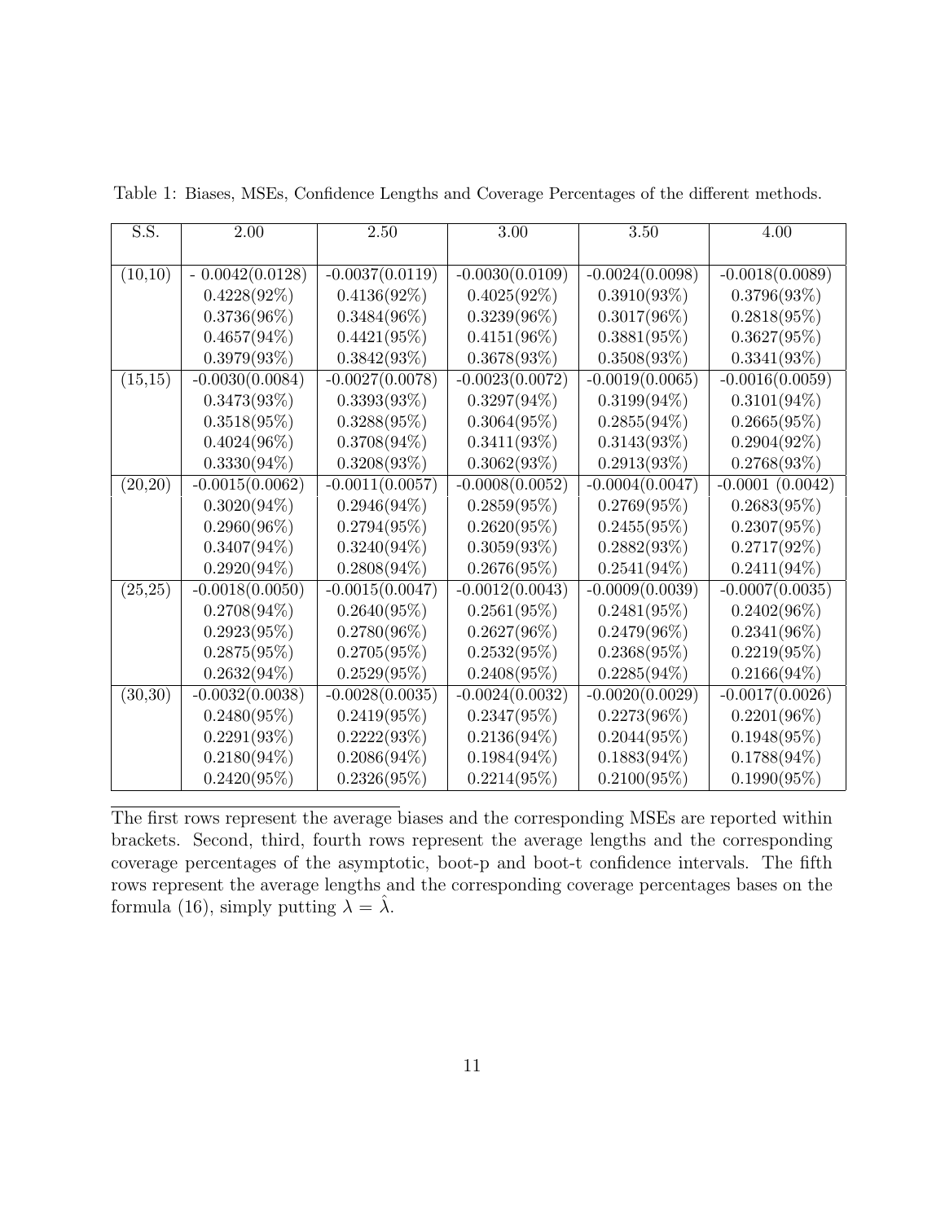Table 1: Biases, MSEs, Confidence Lengths and Coverage Percentages of the different methods.

| S.S. | 2.00 | 2.50 | 3.00 | 3.50 | 4.00 |
|---|---|---|---|---|---|
| (10,10) | - 0.0042(0.0128) | -0.0037(0.0119) | -0.0030(0.0109) | -0.0024(0.0098) | -0.0018(0.0089) |
| | 0.4228(92%) | 0.4136(92%) | 0.4025(92%) | 0.3910(93%) | 0.3796(93%) |
| | 0.3736(96%) | 0.3484(96%) | 0.3239(96%) | 0.3017(96%) | 0.2818(95%) |
| | 0.4657(94%) | 0.4421(95%) | 0.4151(96%) | 0.3881(95%) | 0.3627(95%) |
| | 0.3979(93%) | 0.3842(93%) | 0.3678(93%) | 0.3508(93%) | 0.3341(93%) |
| (15,15) | -0.0030(0.0084) | -0.0027(0.0078) | -0.0023(0.0072) | -0.0019(0.0065) | -0.0016(0.0059) |
| | 0.3473(93%) | 0.3393(93%) | 0.3297(94%) | 0.3199(94%) | 0.3101(94%) |
| | 0.3518(95%) | 0.3288(95%) | 0.3064(95%) | 0.2855(94%) | 0.2665(95%) |
| | 0.4024(96%) | 0.3708(94%) | 0.3411(93%) | 0.3143(93%) | 0.2904(92%) |
| | 0.3330(94%) | 0.3208(93%) | 0.3062(93%) | 0.2913(93%) | 0.2768(93%) |
| (20,20) | -0.0015(0.0062) | -0.0011(0.0057) | -0.0008(0.0052) | -0.0004(0.0047) | -0.0001 (0.0042) |
| | 0.3020(94%) | 0.2946(94%) | 0.2859(95%) | 0.2769(95%) | 0.2683(95%) |
| | 0.2960(96%) | 0.2794(95%) | 0.2620(95%) | 0.2455(95%) | 0.2307(95%) |
| | 0.3407(94%) | 0.3240(94%) | 0.3059(93%) | 0.2882(93%) | 0.2717(92%) |
| | 0.2920(94%) | 0.2808(94%) | 0.2676(95%) | 0.2541(94%) | 0.2411(94%) |
| (25,25) | -0.0018(0.0050) | -0.0015(0.0047) | -0.0012(0.0043) | -0.0009(0.0039) | -0.0007(0.0035) |
| | 0.2708(94%) | 0.2640(95%) | 0.2561(95%) | 0.2481(95%) | 0.2402(96%) |
| | 0.2923(95%) | 0.2780(96%) | 0.2627(96%) | 0.2479(96%) | 0.2341(96%) |
| | 0.2875(95%) | 0.2705(95%) | 0.2532(95%) | 0.2368(95%) | 0.2219(95%) |
| | 0.2632(94%) | 0.2529(95%) | 0.2408(95%) | 0.2285(94%) | 0.2166(94%) |
| (30,30) | -0.0032(0.0038) | -0.0028(0.0035) | -0.0024(0.0032) | -0.0020(0.0029) | -0.0017(0.0026) |
| | 0.2480(95%) | 0.2419(95%) | 0.2347(95%) | 0.2273(96%) | 0.2201(96%) |
| | 0.2291(93%) | 0.2222(93%) | 0.2136(94%) | 0.2044(95%) | 0.1948(95%) |
| | 0.2180(94%) | 0.2086(94%) | 0.1984(94%) | 0.1883(94%) | 0.1788(94%) |
| | 0.2420(95%) | 0.2326(95%) | 0.2214(95%) | 0.2100(95%) | 0.1990(95%) |

The first rows represent the average biases and the corresponding MSEs are reported within brackets. Second, third, fourth rows represent the average lengths and the corresponding coverage percentages of the asymptotic, boot-p and boot-t confidence intervals. The fifth rows represent the average lengths and the corresponding coverage percentages bases on the formula (16), simply putting $\lambda = \hat{\lambda}$.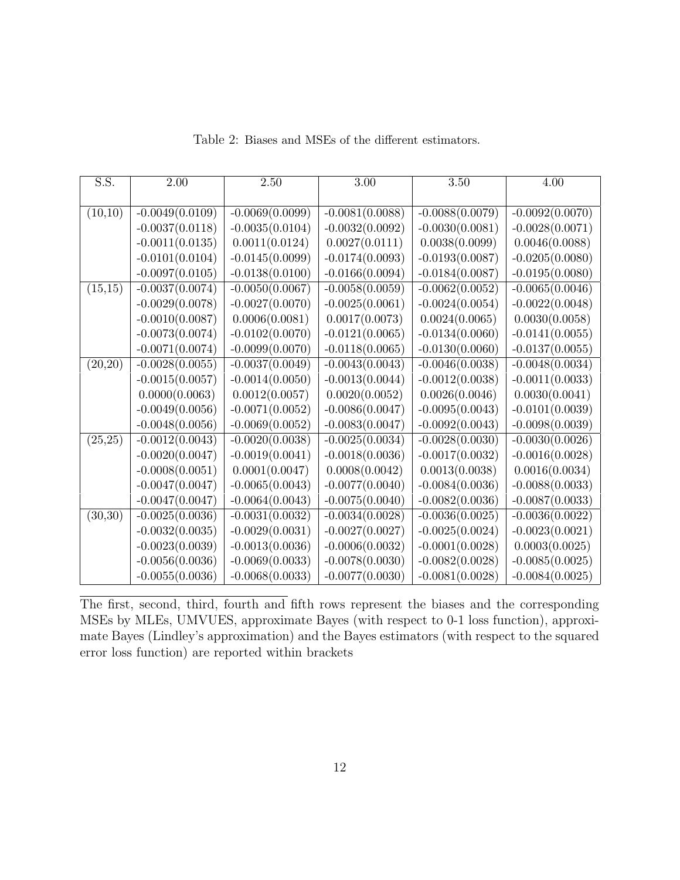Table 2: Biases and MSEs of the different estimators.

| S.S. | 2.00 | 2.50 | 3.00 | 3.50 | 4.00 |
|---|---|---|---|---|---|
| (10,10) | -0.0049(0.0109) | -0.0069(0.0099) | -0.0081(0.0088) | -0.0088(0.0079) | -0.0092(0.0070) |
| | -0.0037(0.0118) | -0.0035(0.0104) | -0.0032(0.0092) | -0.0030(0.0081) | -0.0028(0.0071) |
| | -0.0011(0.0135) | 0.0011(0.0124) | 0.0027(0.0111) | 0.0038(0.0099) | 0.0046(0.0088) |
| | -0.0101(0.0104) | -0.0145(0.0099) | -0.0174(0.0093) | -0.0193(0.0087) | -0.0205(0.0080) |
| | -0.0097(0.0105) | -0.0138(0.0100) | -0.0166(0.0094) | -0.0184(0.0087) | -0.0195(0.0080) |
| (15,15) | -0.0037(0.0074) | -0.0050(0.0067) | -0.0058(0.0059) | -0.0062(0.0052) | -0.0065(0.0046) |
| | -0.0029(0.0078) | -0.0027(0.0070) | -0.0025(0.0061) | -0.0024(0.0054) | -0.0022(0.0048) |
| | -0.0010(0.0087) | 0.0006(0.0081) | 0.0017(0.0073) | 0.0024(0.0065) | 0.0030(0.0058) |
| | -0.0073(0.0074) | -0.0102(0.0070) | -0.0121(0.0065) | -0.0134(0.0060) | -0.0141(0.0055) |
| | -0.0071(0.0074) | -0.0099(0.0070) | -0.0118(0.0065) | -0.0130(0.0060) | -0.0137(0.0055) |
| (20,20) | -0.0028(0.0055) | -0.0037(0.0049) | -0.0043(0.0043) | -0.0046(0.0038) | -0.0048(0.0034) |
| | -0.0015(0.0057) | -0.0014(0.0050) | -0.0013(0.0044) | -0.0012(0.0038) | -0.0011(0.0033) |
| | 0.0000(0.0063) | 0.0012(0.0057) | 0.0020(0.0052) | 0.0026(0.0046) | 0.0030(0.0041) |
| | -0.0049(0.0056) | -0.0071(0.0052) | -0.0086(0.0047) | -0.0095(0.0043) | -0.0101(0.0039) |
| | -0.0048(0.0056) | -0.0069(0.0052) | -0.0083(0.0047) | -0.0092(0.0043) | -0.0098(0.0039) |
| (25,25) | -0.0012(0.0043) | -0.0020(0.0038) | -0.0025(0.0034) | -0.0028(0.0030) | -0.0030(0.0026) |
| | -0.0020(0.0047) | -0.0019(0.0041) | -0.0018(0.0036) | -0.0017(0.0032) | -0.0016(0.0028) |
| | -0.0008(0.0051) | 0.0001(0.0047) | 0.0008(0.0042) | 0.0013(0.0038) | 0.0016(0.0034) |
| | -0.0047(0.0047) | -0.0065(0.0043) | -0.0077(0.0040) | -0.0084(0.0036) | -0.0088(0.0033) |
| | -0.0047(0.0047) | -0.0064(0.0043) | -0.0075(0.0040) | -0.0082(0.0036) | -0.0087(0.0033) |
| (30,30) | -0.0025(0.0036) | -0.0031(0.0032) | -0.0034(0.0028) | -0.0036(0.0025) | -0.0036(0.0022) |
| | -0.0032(0.0035) | -0.0029(0.0031) | -0.0027(0.0027) | -0.0025(0.0024) | -0.0023(0.0021) |
| | -0.0023(0.0039) | -0.0013(0.0036) | -0.0006(0.0032) | -0.0001(0.0028) | 0.0003(0.0025) |
| | -0.0056(0.0036) | -0.0069(0.0033) | -0.0078(0.0030) | -0.0082(0.0028) | -0.0085(0.0025) |
| | -0.0055(0.0036) | -0.0068(0.0033) | -0.0077(0.0030) | -0.0081(0.0028) | -0.0084(0.0025) |

The first, second, third, fourth and fifth rows represent the biases and the corresponding MSEs by MLEs, UMVUES, approximate Bayes (with respect to 0-1 loss function), approximate Bayes (Lindley's approximation) and the Bayes estimators (with respect to the squared error loss function) are reported within brackets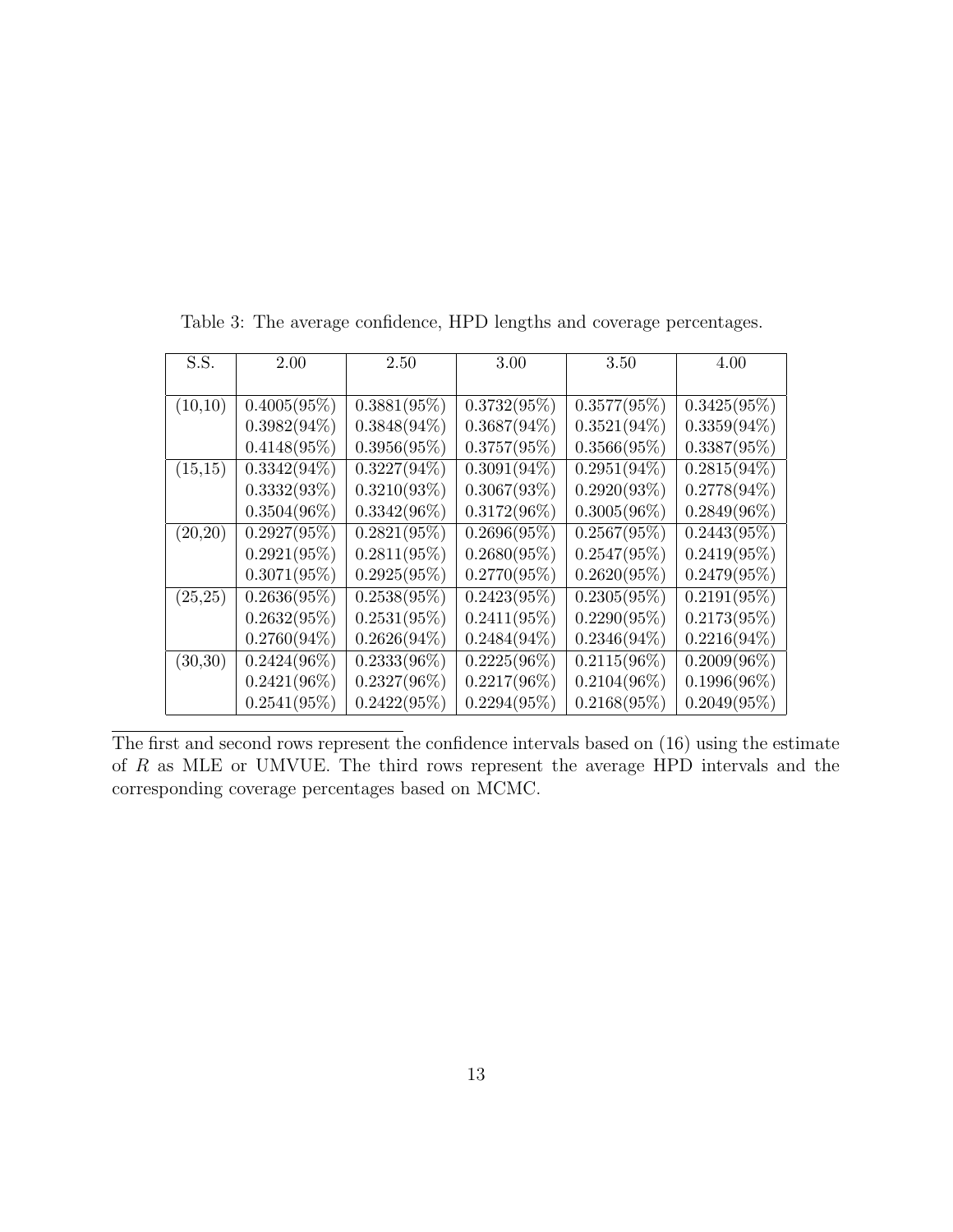Table 3: The average confidence, HPD lengths and coverage percentages.

| S.S. | 2.00 | 2.50 | 3.00 | 3.50 | 4.00 |
|---|---|---|---|---|---|
| (10,10) | 0.4005(95%) | 0.3881(95%) | 0.3732(95%) | 0.3577(95%) | 0.3425(95%) |
| | 0.3982(94%) | 0.3848(94%) | 0.3687(94%) | 0.3521(94%) | 0.3359(94%) |
| | 0.4148(95%) | 0.3956(95%) | 0.3757(95%) | 0.3566(95%) | 0.3387(95%) |
| (15,15) | 0.3342(94%) | 0.3227(94%) | 0.3091(94%) | 0.2951(94%) | 0.2815(94%) |
| | 0.3332(93%) | 0.3210(93%) | 0.3067(93%) | 0.2920(93%) | 0.2778(94%) |
| | 0.3504(96%) | 0.3342(96%) | 0.3172(96%) | 0.3005(96%) | 0.2849(96%) |
| (20,20) | 0.2927(95%) | 0.2821(95%) | 0.2696(95%) | 0.2567(95%) | 0.2443(95%) |
| | 0.2921(95%) | 0.2811(95%) | 0.2680(95%) | 0.2547(95%) | 0.2419(95%) |
| | 0.3071(95%) | 0.2925(95%) | 0.2770(95%) | 0.2620(95%) | 0.2479(95%) |
| (25,25) | 0.2636(95%) | 0.2538(95%) | 0.2423(95%) | 0.2305(95%) | 0.2191(95%) |
| | 0.2632(95%) | 0.2531(95%) | 0.2411(95%) | 0.2290(95%) | 0.2173(95%) |
| | 0.2760(94%) | 0.2626(94%) | 0.2484(94%) | 0.2346(94%) | 0.2216(94%) |
| (30,30) | 0.2424(96%) | 0.2333(96%) | 0.2225(96%) | 0.2115(96%) | 0.2009(96%) |
| | 0.2421(96%) | 0.2327(96%) | 0.2217(96%) | 0.2104(96%) | 0.1996(96%) |
| | 0.2541(95%) | 0.2422(95%) | 0.2294(95%) | 0.2168(95%) | 0.2049(95%) |

The first and second rows represent the confidence intervals based on (16) using the estimate of $R$ as MLE or UMVUE. The third rows represent the average HPD intervals and the corresponding coverage percentages based on MCMC.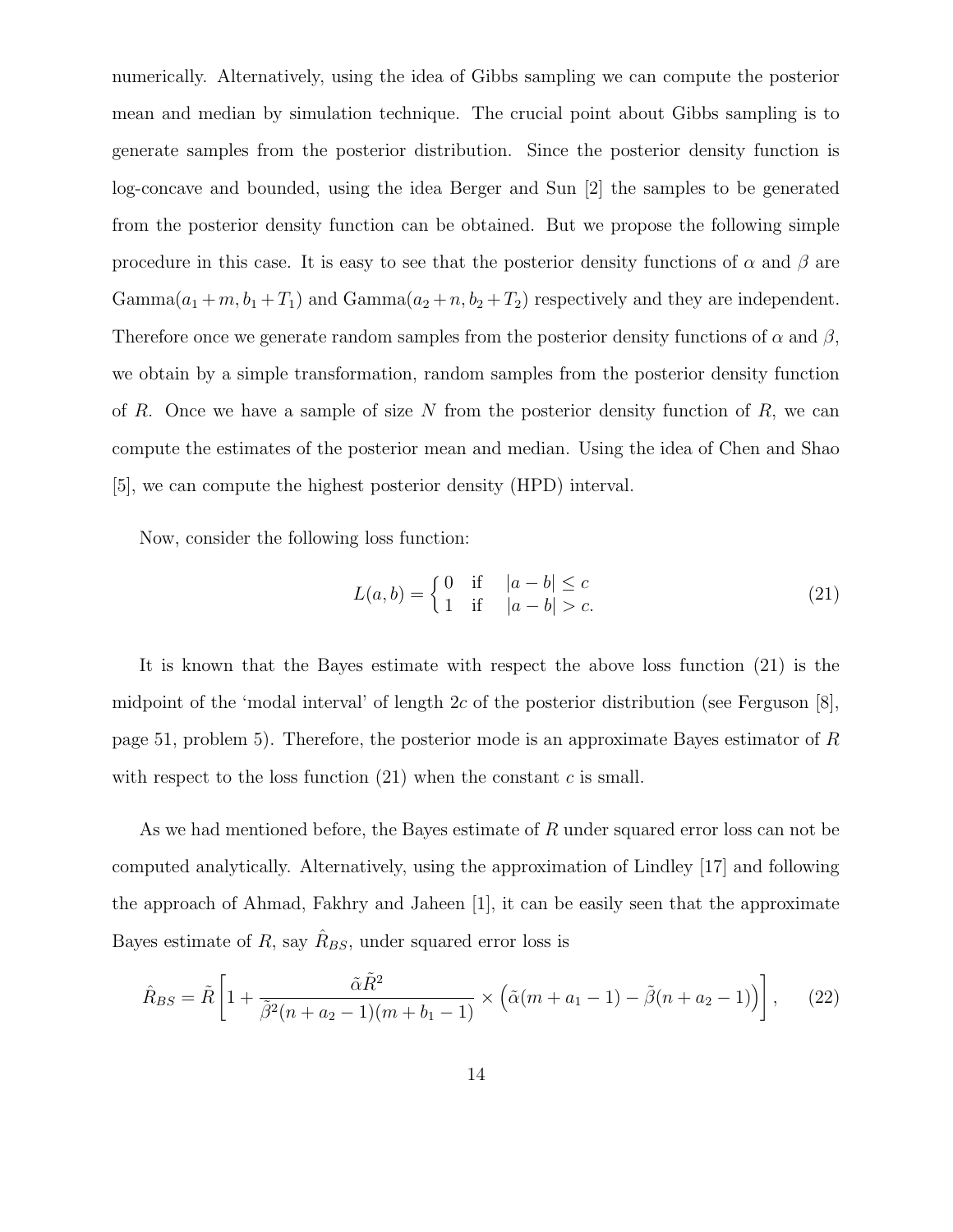numerically. Alternatively, using the idea of Gibbs sampling we can compute the posterior mean and median by simulation technique. The crucial point about Gibbs sampling is to generate samples from the posterior distribution. Since the posterior density function is log-concave and bounded, using the idea Berger and Sun [2] the samples to be generated from the posterior density function can be obtained. But we propose the following simple procedure in this case. It is easy to see that the posterior density functions of $\alpha$ and $\beta$ are Gamma$(a_1 + m, b_1 + T_1)$ and Gamma$(a_2 + n, b_2 + T_2)$ respectively and they are independent. Therefore once we generate random samples from the posterior density functions of $\alpha$ and $\beta$, we obtain by a simple transformation, random samples from the posterior density function of $R$. Once we have a sample of size $N$ from the posterior density function of $R$, we can compute the estimates of the posterior mean and median. Using the idea of Chen and Shao [5], we can compute the highest posterior density (HPD) interval.

Now, consider the following loss function:

$$L(a,b) = \begin{cases} 0 & \text{if} \quad |a-b| \leq c \\ 1 & \text{if} \quad |a-b| > c. \end{cases} \tag{21}$$

It is known that the Bayes estimate with respect the above loss function (21) is the midpoint of the 'modal interval' of length $2c$ of the posterior distribution (see Ferguson [8], page 51, problem 5). Therefore, the posterior mode is an approximate Bayes estimator of $R$ with respect to the loss function (21) when the constant $c$ is small.

As we had mentioned before, the Bayes estimate of $R$ under squared error loss can not be computed analytically. Alternatively, using the approximation of Lindley [17] and following the approach of Ahmad, Fakhry and Jaheen [1], it can be easily seen that the approximate Bayes estimate of $R$, say $\hat{R}_{BS}$, under squared error loss is

$$\hat{R}_{BS} = \tilde{R}\left[1 + \frac{\tilde{\alpha}\tilde{R}^2}{\tilde{\beta}^2(n+a_2-1)(m+b_1-1)} \times \left(\tilde{\alpha}(m+a_1-1) - \tilde{\beta}(n+a_2-1)\right)\right], \tag{22}$$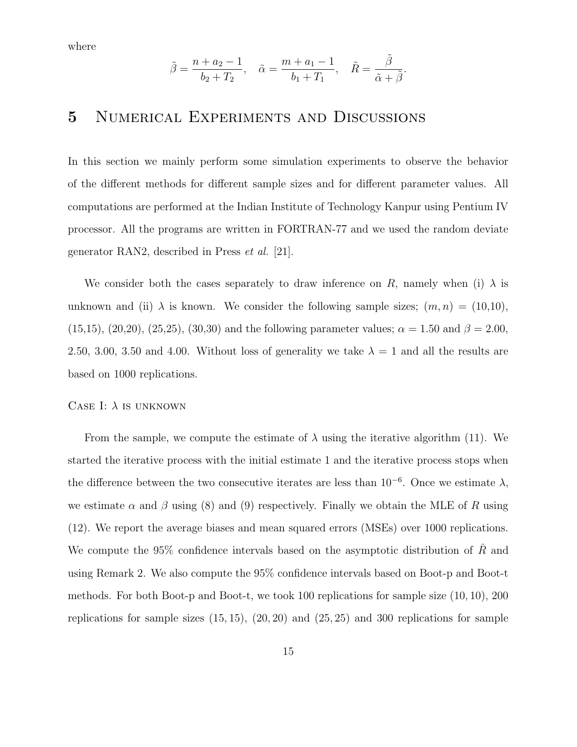where

$$\tilde{\beta} = \frac{n + a_2 - 1}{b_2 + T_2}, \quad \tilde{\alpha} = \frac{m + a_1 - 1}{b_1 + T_1}, \quad \tilde{R} = \frac{\tilde{\beta}}{\tilde{\alpha} + \tilde{\beta}}.$$

# 5 Numerical Experiments and Discussions

In this section we mainly perform some simulation experiments to observe the behavior of the different methods for different sample sizes and for different parameter values. All computations are performed at the Indian Institute of Technology Kanpur using Pentium IV processor. All the programs are written in FORTRAN-77 and we used the random deviate generator RAN2, described in Press *et al.* [21].

We consider both the cases separately to draw inference on $R$, namely when (i) $\lambda$ is unknown and (ii) $\lambda$ is known. We consider the following sample sizes; $(m, n)$ = (10,10), (15,15), (20,20), (25,25), (30,30) and the following parameter values; $\alpha = 1.50$ and $\beta = 2.00$, 2.50, 3.00, 3.50 and 4.00. Without loss of generality we take $\lambda = 1$ and all the results are based on 1000 replications.

Case I: $\lambda$ is unknown

From the sample, we compute the estimate of $\lambda$ using the iterative algorithm (11). We started the iterative process with the initial estimate 1 and the iterative process stops when the difference between the two consecutive iterates are less than $10^{-6}$. Once we estimate $\lambda$, we estimate $\alpha$ and $\beta$ using (8) and (9) respectively. Finally we obtain the MLE of $R$ using (12). We report the average biases and mean squared errors (MSEs) over 1000 replications. We compute the 95% confidence intervals based on the asymptotic distribution of $\hat{R}$ and using Remark 2. We also compute the 95% confidence intervals based on Boot-p and Boot-t methods. For both Boot-p and Boot-t, we took 100 replications for sample size $(10, 10)$, 200 replications for sample sizes $(15, 15)$, $(20, 20)$ and $(25, 25)$ and 300 replications for sample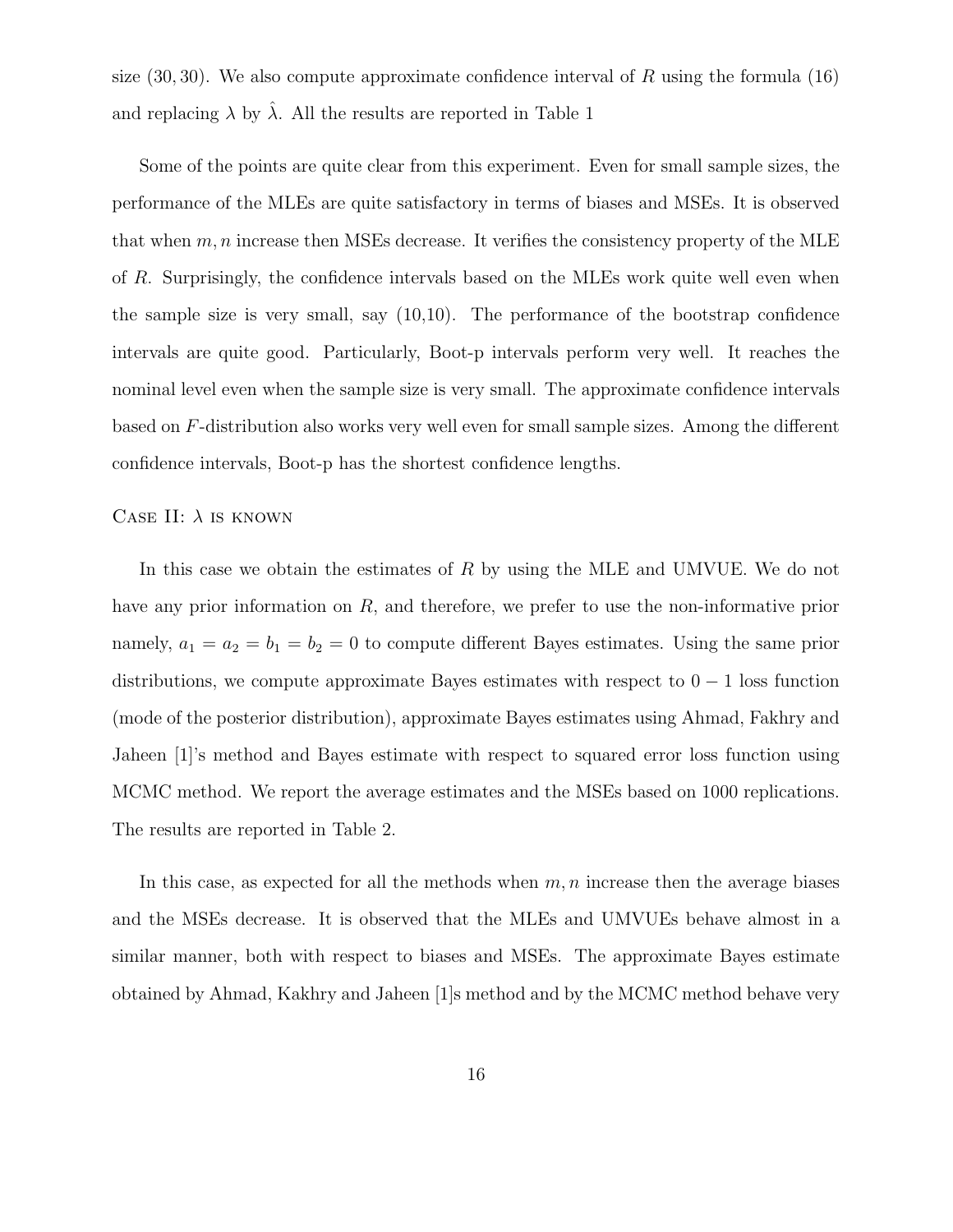size $(30, 30)$. We also compute approximate confidence interval of $R$ using the formula (16) and replacing $\lambda$ by $\hat{\lambda}$. All the results are reported in Table 1

Some of the points are quite clear from this experiment. Even for small sample sizes, the performance of the MLEs are quite satisfactory in terms of biases and MSEs. It is observed that when $m, n$ increase then MSEs decrease. It verifies the consistency property of the MLE of $R$. Surprisingly, the confidence intervals based on the MLEs work quite well even when the sample size is very small, say (10,10). The performance of the bootstrap confidence intervals are quite good. Particularly, Boot-p intervals perform very well. It reaches the nominal level even when the sample size is very small. The approximate confidence intervals based on $F$-distribution also works very well even for small sample sizes. Among the different confidence intervals, Boot-p has the shortest confidence lengths.

Case II: $\lambda$ is known

In this case we obtain the estimates of $R$ by using the MLE and UMVUE. We do not have any prior information on $R$, and therefore, we prefer to use the non-informative prior namely, $a_1 = a_2 = b_1 = b_2 = 0$ to compute different Bayes estimates. Using the same prior distributions, we compute approximate Bayes estimates with respect to $0-1$ loss function (mode of the posterior distribution), approximate Bayes estimates using Ahmad, Fakhry and Jaheen [1]'s method and Bayes estimate with respect to squared error loss function using MCMC method. We report the average estimates and the MSEs based on 1000 replications. The results are reported in Table 2.

In this case, as expected for all the methods when $m, n$ increase then the average biases and the MSEs decrease. It is observed that the MLEs and UMVUEs behave almost in a similar manner, both with respect to biases and MSEs. The approximate Bayes estimate obtained by Ahmad, Kakhry and Jaheen [1]s method and by the MCMC method behave very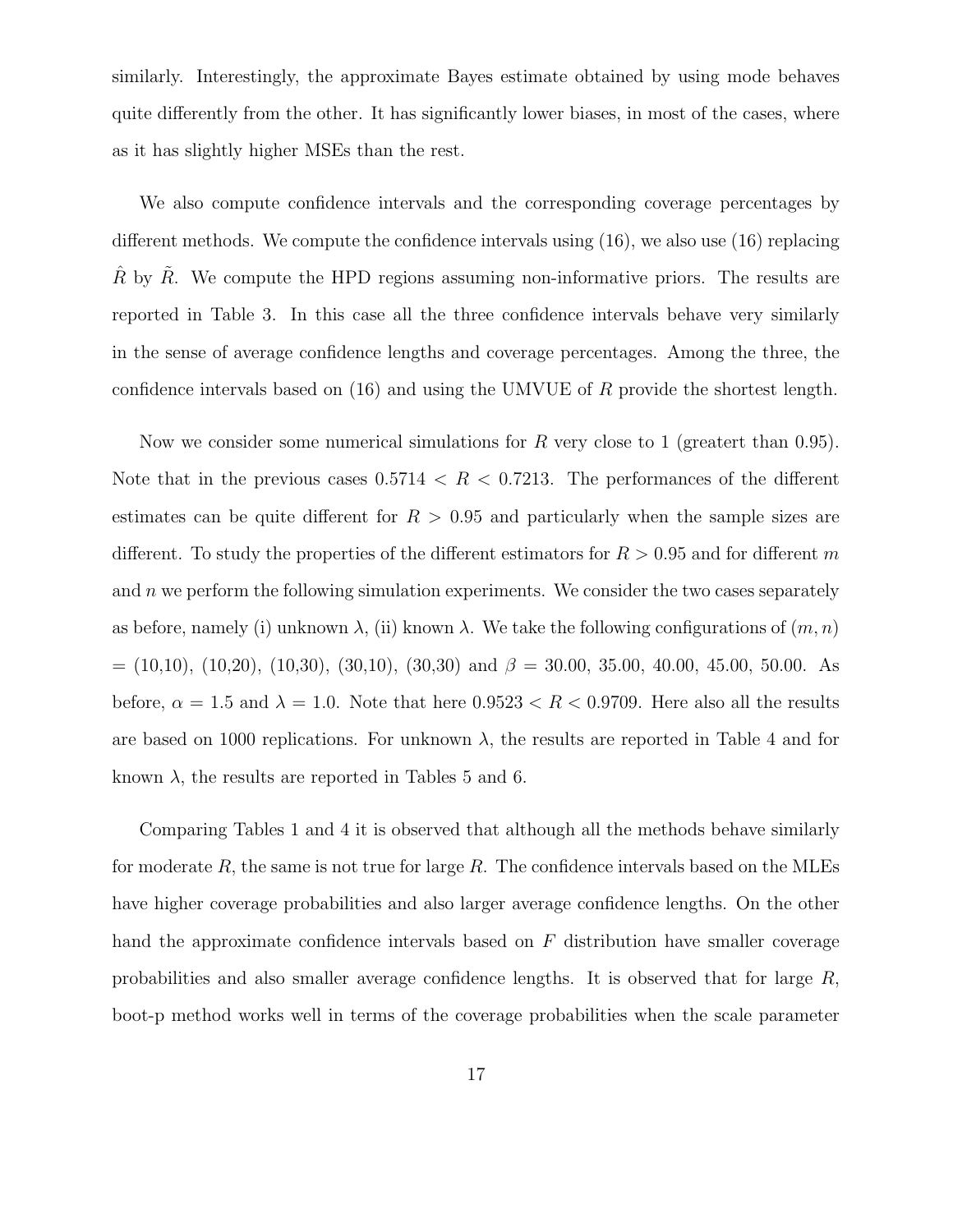similarly. Interestingly, the approximate Bayes estimate obtained by using mode behaves quite differently from the other. It has significantly lower biases, in most of the cases, where as it has slightly higher MSEs than the rest.

We also compute confidence intervals and the corresponding coverage percentages by different methods. We compute the confidence intervals using (16), we also use (16) replacing $\hat{R}$ by $\tilde{R}$. We compute the HPD regions assuming non-informative priors. The results are reported in Table 3. In this case all the three confidence intervals behave very similarly in the sense of average confidence lengths and coverage percentages. Among the three, the confidence intervals based on (16) and using the UMVUE of $R$ provide the shortest length.

Now we consider some numerical simulations for $R$ very close to 1 (greatert than 0.95). Note that in the previous cases $0.5714 < R < 0.7213$. The performances of the different estimates can be quite different for $R > 0.95$ and particularly when the sample sizes are different. To study the properties of the different estimators for $R > 0.95$ and for different $m$ and $n$ we perform the following simulation experiments. We consider the two cases separately as before, namely (i) unknown $\lambda$, (ii) known $\lambda$. We take the following configurations of $(m, n)$ = (10,10), (10,20), (10,30), (30,10), (30,30) and $\beta$ = 30.00, 35.00, 40.00, 45.00, 50.00. As before, $\alpha = 1.5$ and $\lambda = 1.0$. Note that here $0.9523 < R < 0.9709$. Here also all the results are based on 1000 replications. For unknown $\lambda$, the results are reported in Table 4 and for known $\lambda$, the results are reported in Tables 5 and 6.

Comparing Tables 1 and 4 it is observed that although all the methods behave similarly for moderate $R$, the same is not true for large $R$. The confidence intervals based on the MLEs have higher coverage probabilities and also larger average confidence lengths. On the other hand the approximate confidence intervals based on $F$ distribution have smaller coverage probabilities and also smaller average confidence lengths. It is observed that for large $R$, boot-p method works well in terms of the coverage probabilities when the scale parameter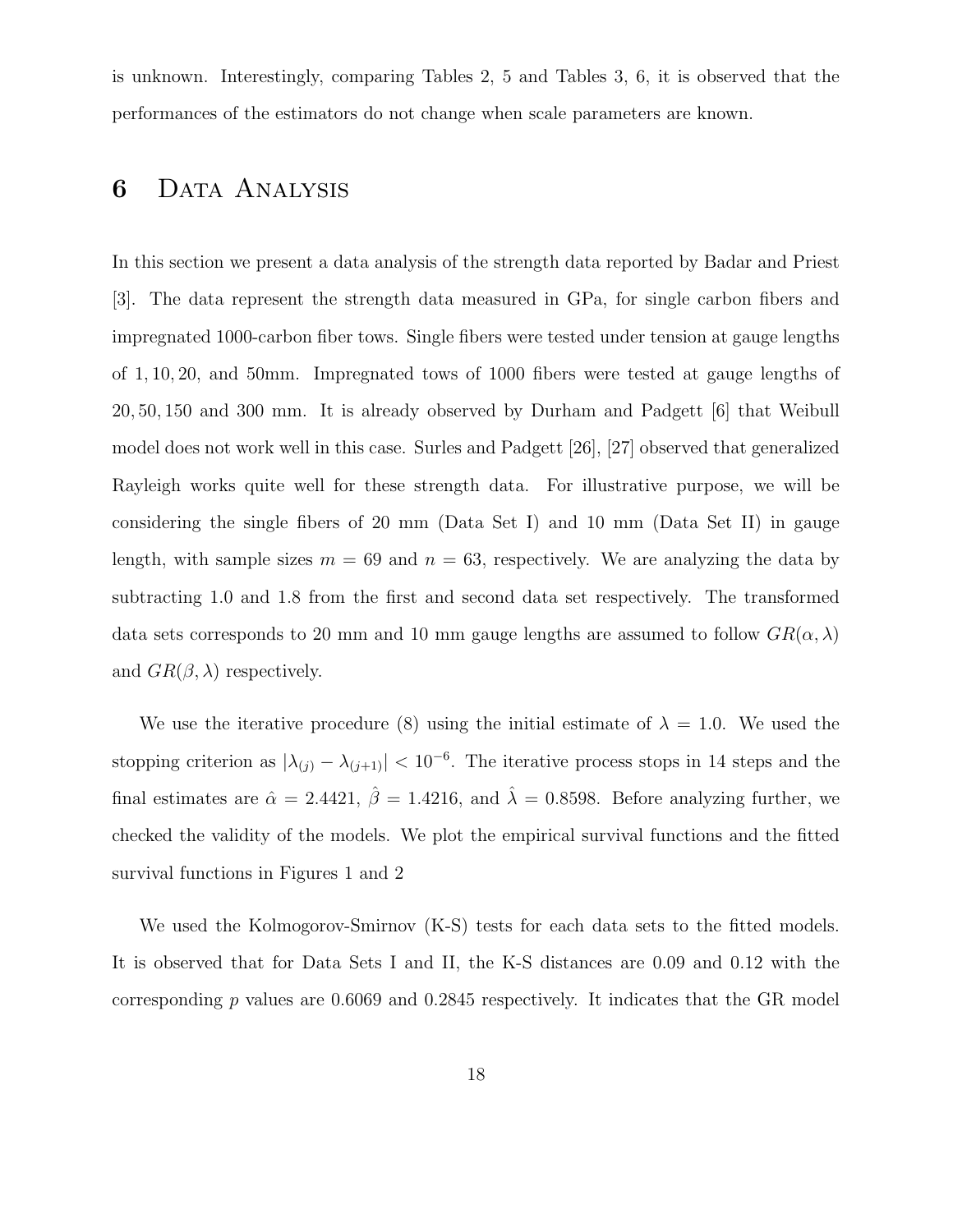is unknown. Interestingly, comparing Tables 2, 5 and Tables 3, 6, it is observed that the performances of the estimators do not change when scale parameters are known.

# 6 Data Analysis

In this section we present a data analysis of the strength data reported by Badar and Priest [3]. The data represent the strength data measured in GPa, for single carbon fibers and impregnated 1000-carbon fiber tows. Single fibers were tested under tension at gauge lengths of 1, 10, 20, and 50mm. Impregnated tows of 1000 fibers were tested at gauge lengths of 20, 50, 150 and 300 mm. It is already observed by Durham and Padgett [6] that Weibull model does not work well in this case. Surles and Padgett [26], [27] observed that generalized Rayleigh works quite well for these strength data. For illustrative purpose, we will be considering the single fibers of 20 mm (Data Set I) and 10 mm (Data Set II) in gauge length, with sample sizes $m = 69$ and $n = 63$, respectively. We are analyzing the data by subtracting 1.0 and 1.8 from the first and second data set respectively. The transformed data sets corresponds to 20 mm and 10 mm gauge lengths are assumed to follow $GR(\alpha, \lambda)$ and $GR(\beta, \lambda)$ respectively.

We use the iterative procedure (8) using the initial estimate of $\lambda = 1.0$. We used the stopping criterion as $|\lambda_{(j)} - \lambda_{(j+1)}| < 10^{-6}$. The iterative process stops in 14 steps and the final estimates are $\hat{\alpha} = 2.4421$, $\hat{\beta} = 1.4216$, and $\hat{\lambda} = 0.8598$. Before analyzing further, we checked the validity of the models. We plot the empirical survival functions and the fitted survival functions in Figures 1 and 2

We used the Kolmogorov-Smirnov (K-S) tests for each data sets to the fitted models. It is observed that for Data Sets I and II, the K-S distances are 0.09 and 0.12 with the corresponding $p$ values are 0.6069 and 0.2845 respectively. It indicates that the GR model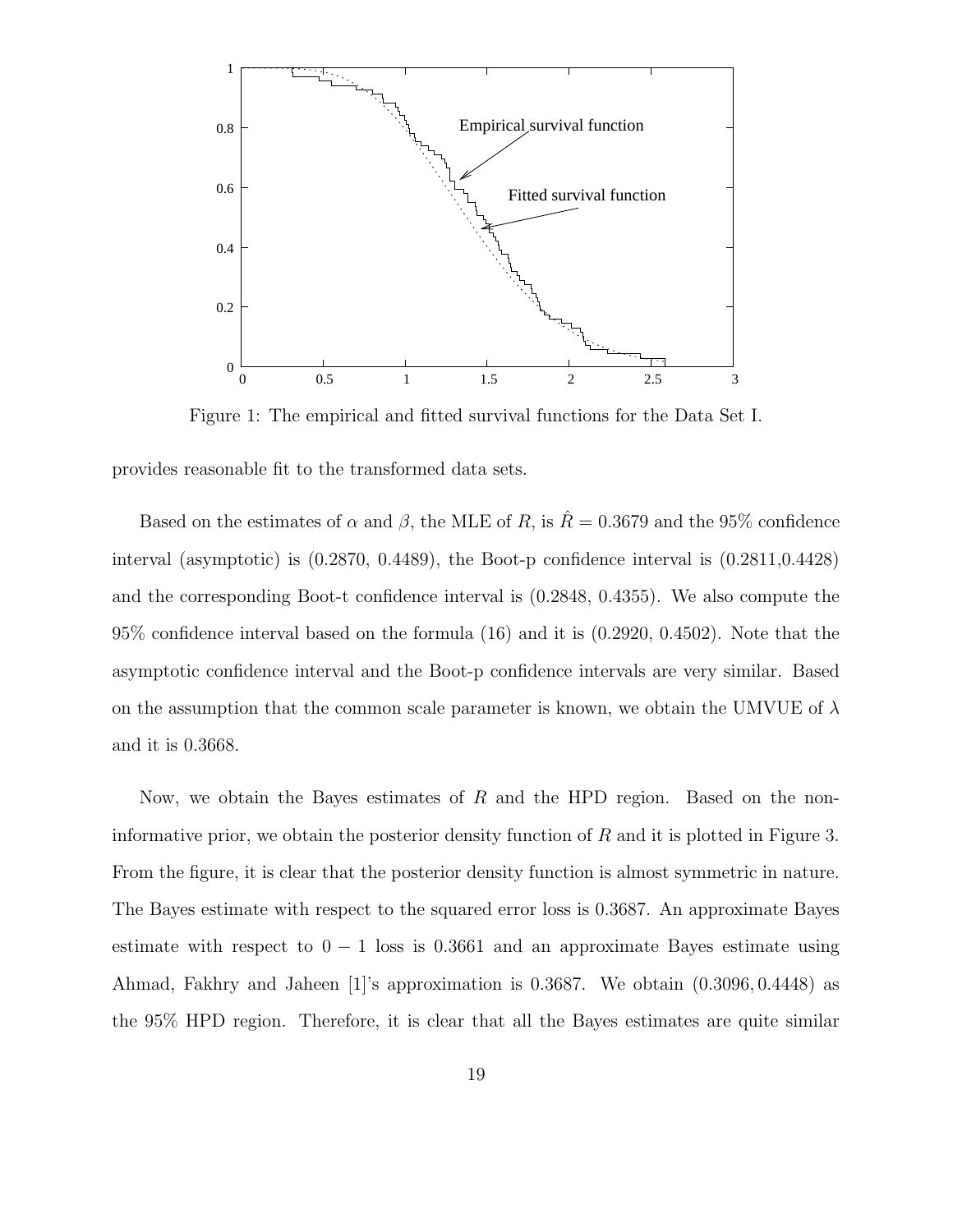Figure 1: The empirical and fitted survival functions for the Data Set I.

provides reasonable fit to the transformed data sets.

Based on the estimates of $\alpha$ and $\beta$, the MLE of $R$, is $\hat{R} = 0.3679$ and the 95% confidence interval (asymptotic) is (0.2870, 0.4489), the Boot-p confidence interval is (0.2811,0.4428) and the corresponding Boot-t confidence interval is (0.2848, 0.4355). We also compute the 95% confidence interval based on the formula (16) and it is (0.2920, 0.4502). Note that the asymptotic confidence interval and the Boot-p confidence intervals are very similar. Based on the assumption that the common scale parameter is known, we obtain the UMVUE of $\lambda$ and it is 0.3668.

Now, we obtain the Bayes estimates of $R$ and the HPD region. Based on the non-informative prior, we obtain the posterior density function of $R$ and it is plotted in Figure 3. From the figure, it is clear that the posterior density function is almost symmetric in nature. The Bayes estimate with respect to the squared error loss is 0.3687. An approximate Bayes estimate with respect to $0-1$ loss is 0.3661 and an approximate Bayes estimate using Ahmad, Fakhry and Jaheen [1]'s approximation is 0.3687. We obtain $(0.3096, 0.4448)$ as the 95% HPD region. Therefore, it is clear that all the Bayes estimates are quite similar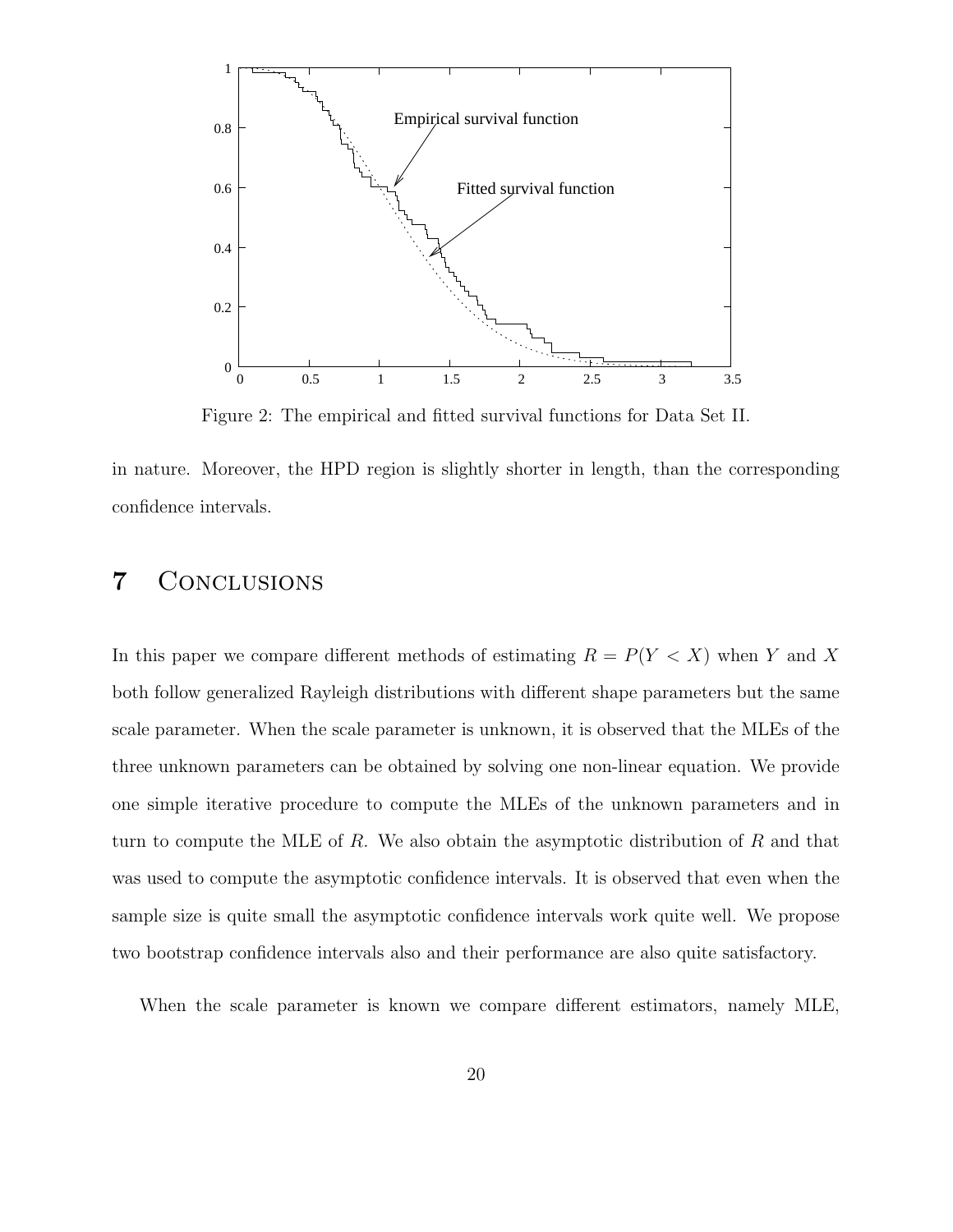Figure 2: The empirical and fitted survival functions for Data Set II.

in nature. Moreover, the HPD region is slightly shorter in length, than the corresponding confidence intervals.

# 7 Conclusions

In this paper we compare different methods of estimating $R = P(Y < X)$ when $Y$ and $X$ both follow generalized Rayleigh distributions with different shape parameters but the same scale parameter. When the scale parameter is unknown, it is observed that the MLEs of the three unknown parameters can be obtained by solving one non-linear equation. We provide one simple iterative procedure to compute the MLEs of the unknown parameters and in turn to compute the MLE of $R$. We also obtain the asymptotic distribution of $R$ and that was used to compute the asymptotic confidence intervals. It is observed that even when the sample size is quite small the asymptotic confidence intervals work quite well. We propose two bootstrap confidence intervals also and their performance are also quite satisfactory.

When the scale parameter is known we compare different estimators, namely MLE,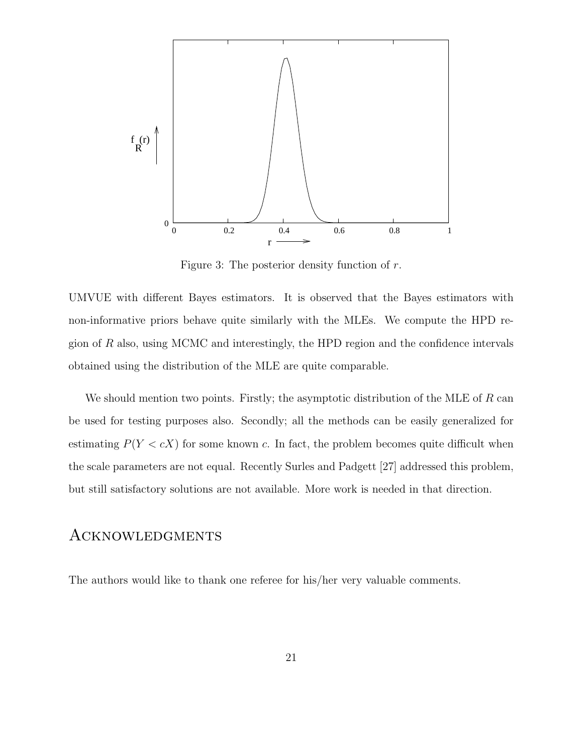Figure 3: The posterior density function of $r$.

UMVUE with different Bayes estimators. It is observed that the Bayes estimators with non-informative priors behave quite similarly with the MLEs. We compute the HPD region of $R$ also, using MCMC and interestingly, the HPD region and the confidence intervals obtained using the distribution of the MLE are quite comparable.

We should mention two points. Firstly; the asymptotic distribution of the MLE of $R$ can be used for testing purposes also. Secondly; all the methods can be easily generalized for estimating $P(Y < cX)$ for some known $c$. In fact, the problem becomes quite difficult when the scale parameters are not equal. Recently Surles and Padgett [27] addressed this problem, but still satisfactory solutions are not available. More work is needed in that direction.

## Acknowledgments

The authors would like to thank one referee for his/her very valuable comments.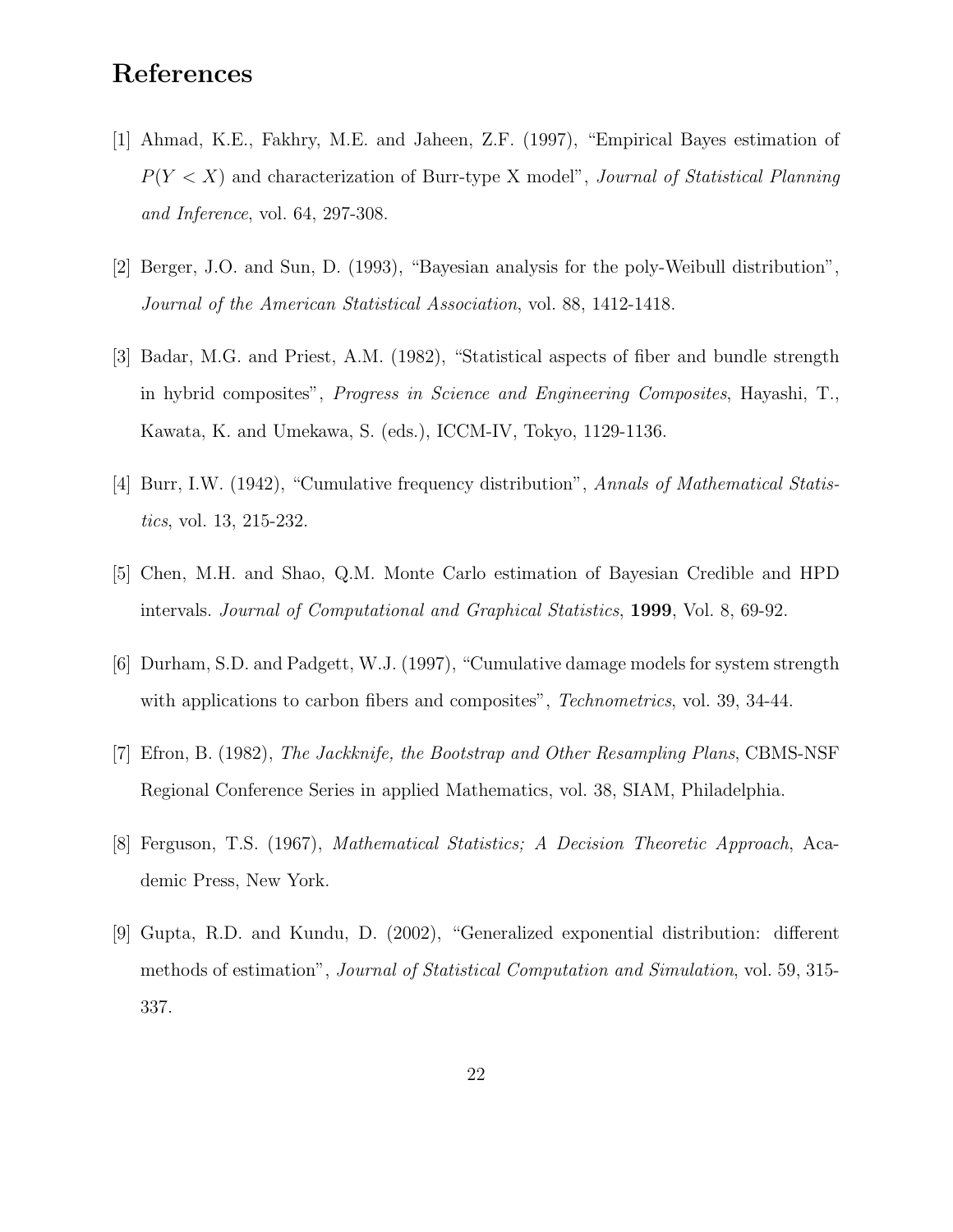## References

[1] Ahmad, K.E., Fakhry, M.E. and Jaheen, Z.F. (1997), "Empirical Bayes estimation of $P(Y < X)$ and characterization of Burr-type X model", *Journal of Statistical Planning and Inference*, vol. 64, 297-308.

[2] Berger, J.O. and Sun, D. (1993), "Bayesian analysis for the poly-Weibull distribution", *Journal of the American Statistical Association*, vol. 88, 1412-1418.

[3] Badar, M.G. and Priest, A.M. (1982), "Statistical aspects of fiber and bundle strength in hybrid composites", *Progress in Science and Engineering Composites*, Hayashi, T., Kawata, K. and Umekawa, S. (eds.), ICCM-IV, Tokyo, 1129-1136.

[4] Burr, I.W. (1942), "Cumulative frequency distribution", *Annals of Mathematical Statistics*, vol. 13, 215-232.

[5] Chen, M.H. and Shao, Q.M. Monte Carlo estimation of Bayesian Credible and HPD intervals. *Journal of Computational and Graphical Statistics*, **1999**, Vol. 8, 69-92.

[6] Durham, S.D. and Padgett, W.J. (1997), "Cumulative damage models for system strength with applications to carbon fibers and composites", *Technometrics*, vol. 39, 34-44.

[7] Efron, B. (1982), *The Jackknife, the Bootstrap and Other Resampling Plans*, CBMS-NSF Regional Conference Series in applied Mathematics, vol. 38, SIAM, Philadelphia.

[8] Ferguson, T.S. (1967), *Mathematical Statistics; A Decision Theoretic Approach*, Academic Press, New York.

[9] Gupta, R.D. and Kundu, D. (2002), "Generalized exponential distribution: different methods of estimation", *Journal of Statistical Computation and Simulation*, vol. 59, 315-337.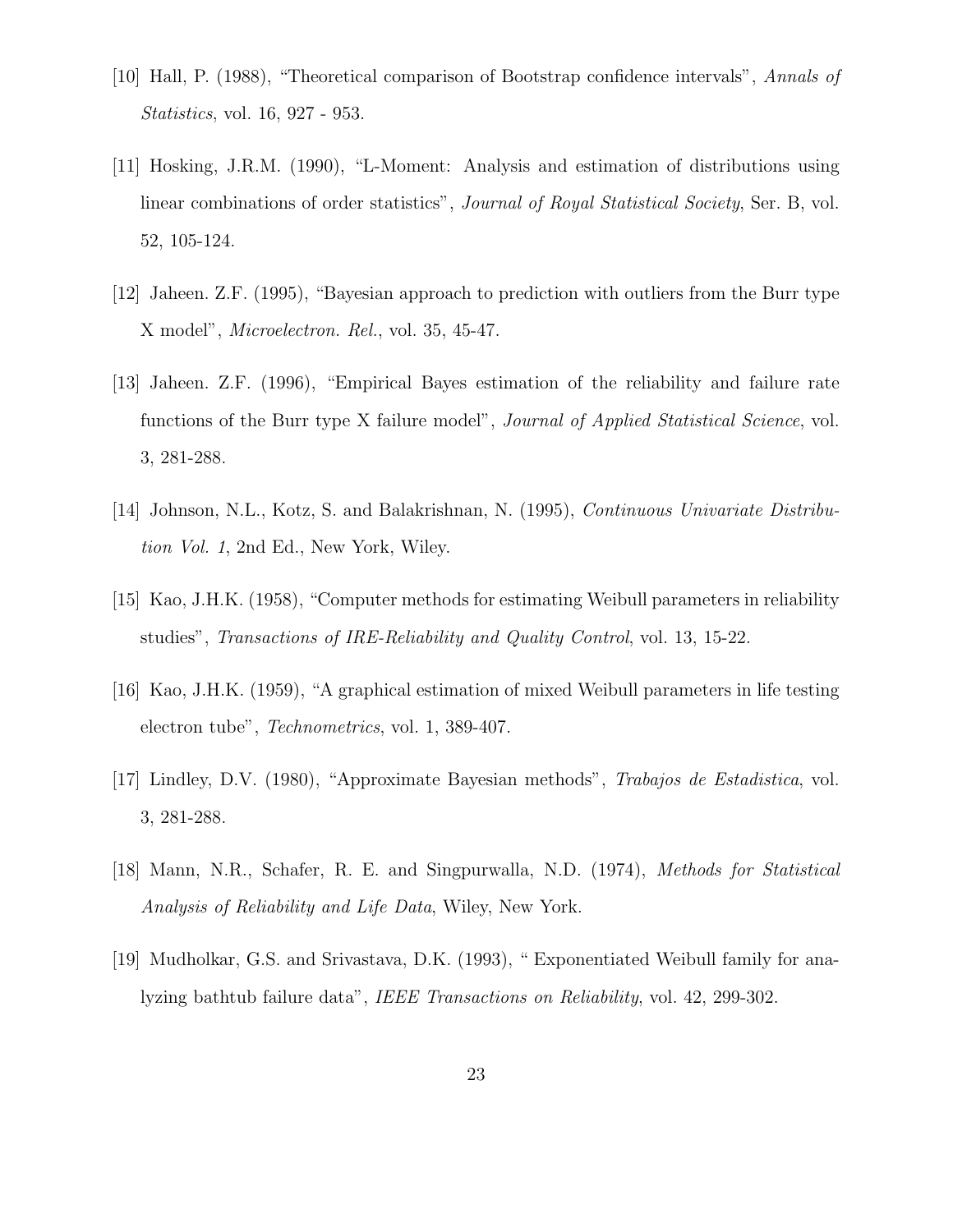[10] Hall, P. (1988), "Theoretical comparison of Bootstrap confidence intervals", *Annals of Statistics*, vol. 16, 927 - 953.

[11] Hosking, J.R.M. (1990), "L-Moment: Analysis and estimation of distributions using linear combinations of order statistics", *Journal of Royal Statistical Society*, Ser. B, vol. 52, 105-124.

[12] Jaheen. Z.F. (1995), "Bayesian approach to prediction with outliers from the Burr type X model", *Microelectron. Rel.*, vol. 35, 45-47.

[13] Jaheen. Z.F. (1996), "Empirical Bayes estimation of the reliability and failure rate functions of the Burr type X failure model", *Journal of Applied Statistical Science*, vol. 3, 281-288.

[14] Johnson, N.L., Kotz, S. and Balakrishnan, N. (1995), *Continuous Univariate Distribution Vol. 1*, 2nd Ed., New York, Wiley.

[15] Kao, J.H.K. (1958), "Computer methods for estimating Weibull parameters in reliability studies", *Transactions of IRE-Reliability and Quality Control*, vol. 13, 15-22.

[16] Kao, J.H.K. (1959), "A graphical estimation of mixed Weibull parameters in life testing electron tube", *Technometrics*, vol. 1, 389-407.

[17] Lindley, D.V. (1980), "Approximate Bayesian methods", *Trabajos de Estadistica*, vol. 3, 281-288.

[18] Mann, N.R., Schafer, R. E. and Singpurwalla, N.D. (1974), *Methods for Statistical Analysis of Reliability and Life Data*, Wiley, New York.

[19] Mudholkar, G.S. and Srivastava, D.K. (1993), " Exponentiated Weibull family for analyzing bathtub failure data", *IEEE Transactions on Reliability*, vol. 42, 299-302.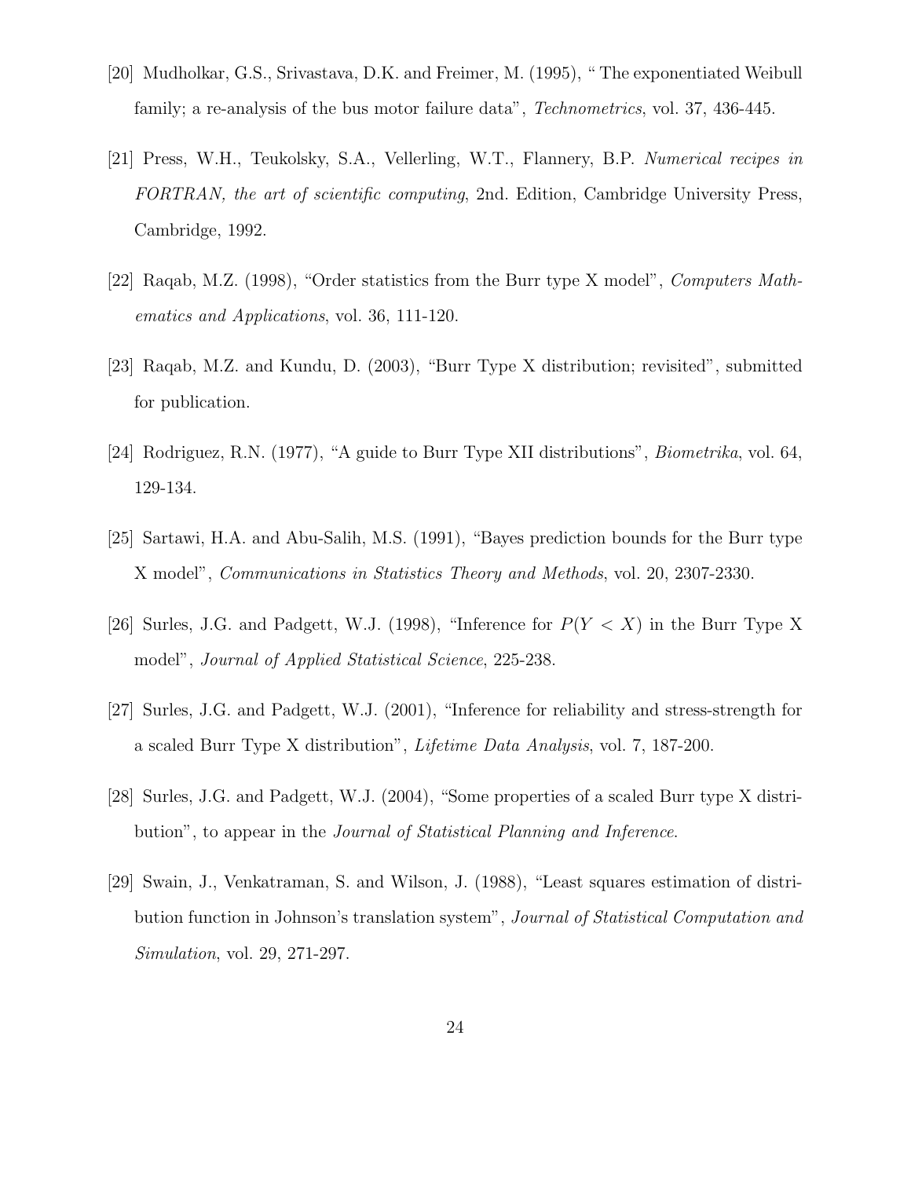[20] Mudholkar, G.S., Srivastava, D.K. and Freimer, M. (1995), " The exponentiated Weibull family; a re-analysis of the bus motor failure data", *Technometrics*, vol. 37, 436-445.

[21] Press, W.H., Teukolsky, S.A., Vellerling, W.T., Flannery, B.P. *Numerical recipes in FORTRAN, the art of scientific computing*, 2nd. Edition, Cambridge University Press, Cambridge, 1992.

[22] Raqab, M.Z. (1998), "Order statistics from the Burr type X model", *Computers Mathematics and Applications*, vol. 36, 111-120.

[23] Raqab, M.Z. and Kundu, D. (2003), "Burr Type X distribution; revisited", submitted for publication.

[24] Rodriguez, R.N. (1977), "A guide to Burr Type XII distributions", *Biometrika*, vol. 64, 129-134.

[25] Sartawi, H.A. and Abu-Salih, M.S. (1991), "Bayes prediction bounds for the Burr type X model", *Communications in Statistics Theory and Methods*, vol. 20, 2307-2330.

[26] Surles, J.G. and Padgett, W.J. (1998), "Inference for $P(Y < X)$ in the Burr Type X model", *Journal of Applied Statistical Science*, 225-238.

[27] Surles, J.G. and Padgett, W.J. (2001), "Inference for reliability and stress-strength for a scaled Burr Type X distribution", *Lifetime Data Analysis*, vol. 7, 187-200.

[28] Surles, J.G. and Padgett, W.J. (2004), "Some properties of a scaled Burr type X distribution", to appear in the *Journal of Statistical Planning and Inference*.

[29] Swain, J., Venkatraman, S. and Wilson, J. (1988), "Least squares estimation of distribution function in Johnson's translation system", *Journal of Statistical Computation and Simulation*, vol. 29, 271-297.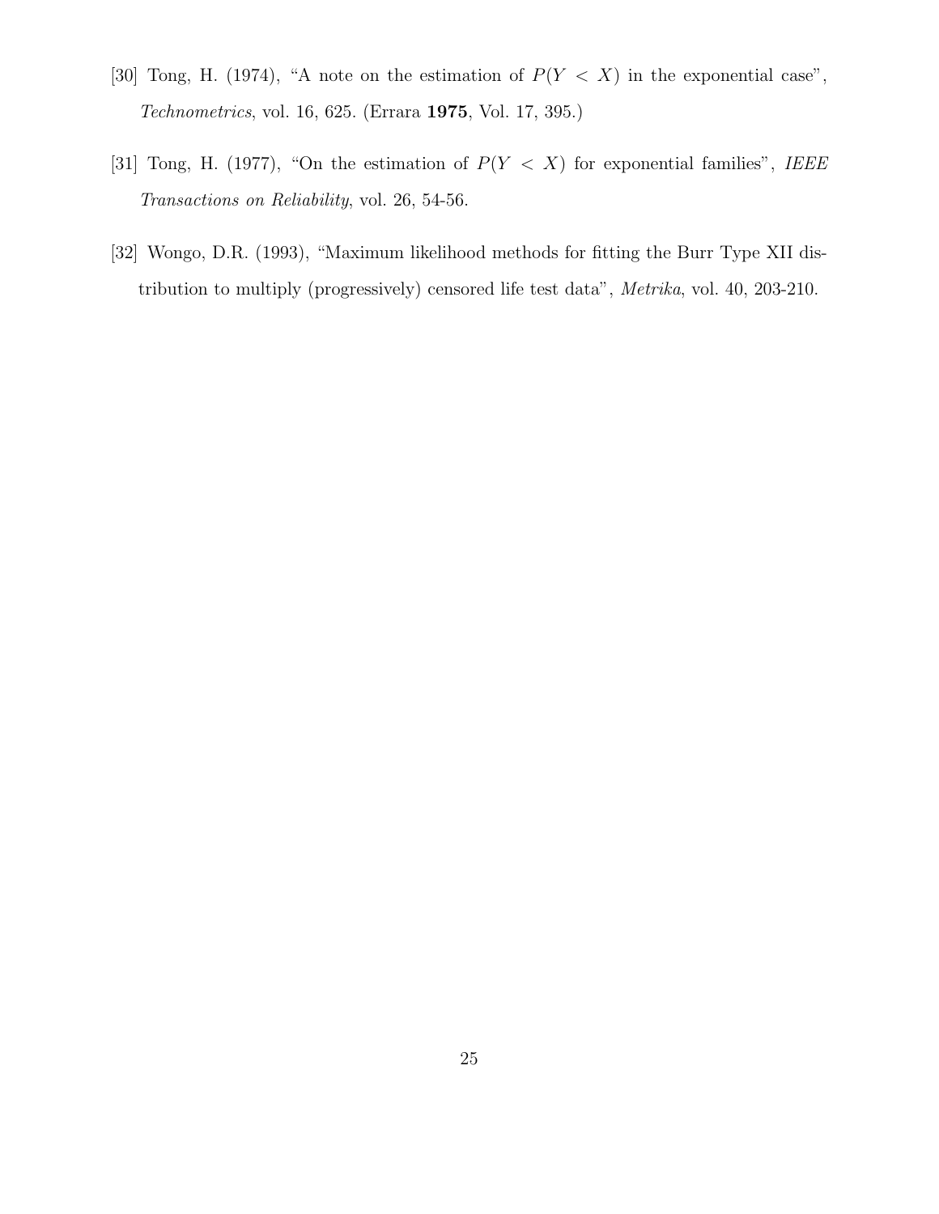[30] Tong, H. (1974), "A note on the estimation of $P(Y < X)$ in the exponential case", *Technometrics*, vol. 16, 625. (Errara **1975**, Vol. 17, 395.)

[31] Tong, H. (1977), "On the estimation of $P(Y < X)$ for exponential families", *IEEE Transactions on Reliability*, vol. 26, 54-56.

[32] Wongo, D.R. (1993), "Maximum likelihood methods for fitting the Burr Type XII distribution to multiply (progressively) censored life test data", *Metrika*, vol. 40, 203-210.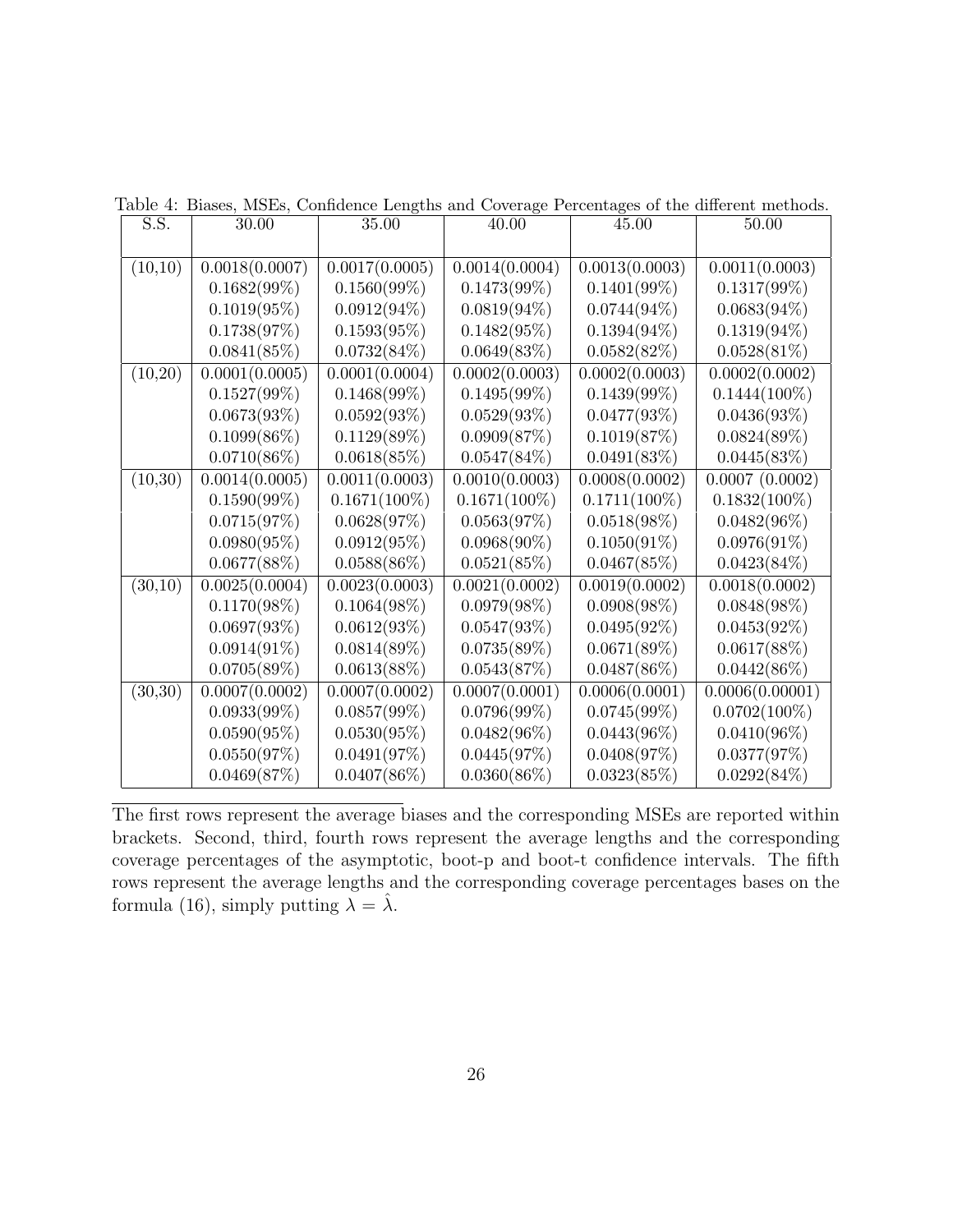Table 4: Biases, MSEs, Confidence Lengths and Coverage Percentages of the different methods.

| S.S. | 30.00 | 35.00 | 40.00 | 45.00 | 50.00 |
|---|---|---|---|---|---|
| (10,10) | 0.0018(0.0007) | 0.0017(0.0005) | 0.0014(0.0004) | 0.0013(0.0003) | 0.0011(0.0003) |
| | 0.1682(99%) | 0.1560(99%) | 0.1473(99%) | 0.1401(99%) | 0.1317(99%) |
| | 0.1019(95%) | 0.0912(94%) | 0.0819(94%) | 0.0744(94%) | 0.0683(94%) |
| | 0.1738(97%) | 0.1593(95%) | 0.1482(95%) | 0.1394(94%) | 0.1319(94%) |
| | 0.0841(85%) | 0.0732(84%) | 0.0649(83%) | 0.0582(82%) | 0.0528(81%) |
| (10,20) | 0.0001(0.0005) | 0.0001(0.0004) | 0.0002(0.0003) | 0.0002(0.0003) | 0.0002(0.0002) |
| | 0.1527(99%) | 0.1468(99%) | 0.1495(99%) | 0.1439(99%) | 0.1444(100%) |
| | 0.0673(93%) | 0.0592(93%) | 0.0529(93%) | 0.0477(93%) | 0.0436(93%) |
| | 0.1099(86%) | 0.1129(89%) | 0.0909(87%) | 0.1019(87%) | 0.0824(89%) |
| | 0.0710(86%) | 0.0618(85%) | 0.0547(84%) | 0.0491(83%) | 0.0445(83%) |
| (10,30) | 0.0014(0.0005) | 0.0011(0.0003) | 0.0010(0.0003) | 0.0008(0.0002) | 0.0007 (0.0002) |
| | 0.1590(99%) | 0.1671(100%) | 0.1671(100%) | 0.1711(100%) | 0.1832(100%) |
| | 0.0715(97%) | 0.0628(97%) | 0.0563(97%) | 0.0518(98%) | 0.0482(96%) |
| | 0.0980(95%) | 0.0912(95%) | 0.0968(90%) | 0.1050(91%) | 0.0976(91%) |
| | 0.0677(88%) | 0.0588(86%) | 0.0521(85%) | 0.0467(85%) | 0.0423(84%) |
| (30,10) | 0.0025(0.0004) | 0.0023(0.0003) | 0.0021(0.0002) | 0.0019(0.0002) | 0.0018(0.0002) |
| | 0.1170(98%) | 0.1064(98%) | 0.0979(98%) | 0.0908(98%) | 0.0848(98%) |
| | 0.0697(93%) | 0.0612(93%) | 0.0547(93%) | 0.0495(92%) | 0.0453(92%) |
| | 0.0914(91%) | 0.0814(89%) | 0.0735(89%) | 0.0671(89%) | 0.0617(88%) |
| | 0.0705(89%) | 0.0613(88%) | 0.0543(87%) | 0.0487(86%) | 0.0442(86%) |
| (30,30) | 0.0007(0.0002) | 0.0007(0.0002) | 0.0007(0.0001) | 0.0006(0.0001) | 0.0006(0.00001) |
| | 0.0933(99%) | 0.0857(99%) | 0.0796(99%) | 0.0745(99%) | 0.0702(100%) |
| | 0.0590(95%) | 0.0530(95%) | 0.0482(96%) | 0.0443(96%) | 0.0410(96%) |
| | 0.0550(97%) | 0.0491(97%) | 0.0445(97%) | 0.0408(97%) | 0.0377(97%) |
| | 0.0469(87%) | 0.0407(86%) | 0.0360(86%) | 0.0323(85%) | 0.0292(84%) |

The first rows represent the average biases and the corresponding MSEs are reported within brackets. Second, third, fourth rows represent the average lengths and the corresponding coverage percentages of the asymptotic, boot-p and boot-t confidence intervals. The fifth rows represent the average lengths and the corresponding coverage percentages bases on the formula (16), simply putting $\lambda = \hat{\lambda}$.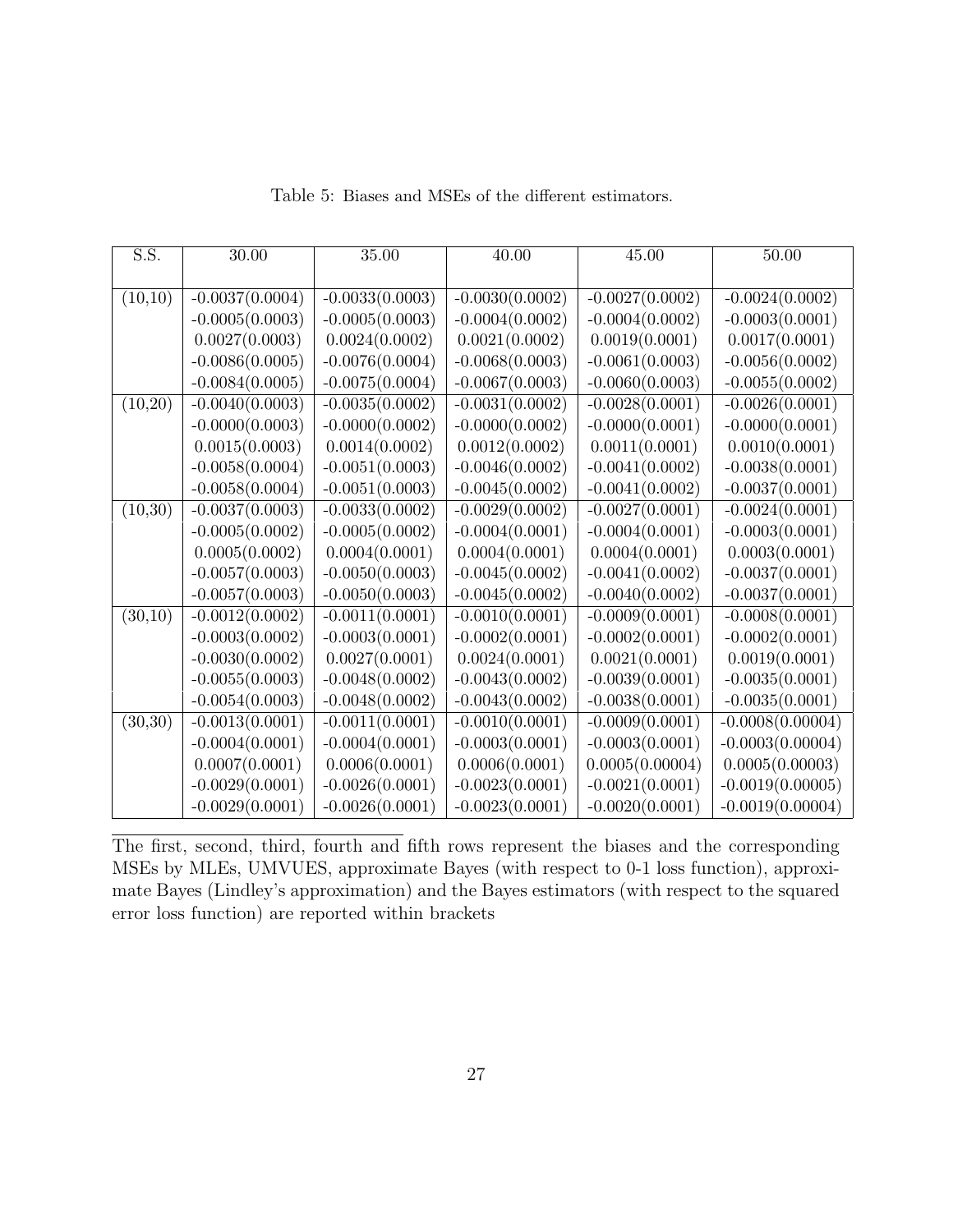Table 5: Biases and MSEs of the different estimators.

| S.S. | 30.00 | 35.00 | 40.00 | 45.00 | 50.00 |
|---|---|---|---|---|---|
| (10,10) | -0.0037(0.0004) | -0.0033(0.0003) | -0.0030(0.0002) | -0.0027(0.0002) | -0.0024(0.0002) |
| | -0.0005(0.0003) | -0.0005(0.0003) | -0.0004(0.0002) | -0.0004(0.0002) | -0.0003(0.0001) |
| | 0.0027(0.0003) | 0.0024(0.0002) | 0.0021(0.0002) | 0.0019(0.0001) | 0.0017(0.0001) |
| | -0.0086(0.0005) | -0.0076(0.0004) | -0.0068(0.0003) | -0.0061(0.0003) | -0.0056(0.0002) |
| | -0.0084(0.0005) | -0.0075(0.0004) | -0.0067(0.0003) | -0.0060(0.0003) | -0.0055(0.0002) |
| (10,20) | -0.0040(0.0003) | -0.0035(0.0002) | -0.0031(0.0002) | -0.0028(0.0001) | -0.0026(0.0001) |
| | -0.0000(0.0003) | -0.0000(0.0002) | -0.0000(0.0002) | -0.0000(0.0001) | -0.0000(0.0001) |
| | 0.0015(0.0003) | 0.0014(0.0002) | 0.0012(0.0002) | 0.0011(0.0001) | 0.0010(0.0001) |
| | -0.0058(0.0004) | -0.0051(0.0003) | -0.0046(0.0002) | -0.0041(0.0002) | -0.0038(0.0001) |
| | -0.0058(0.0004) | -0.0051(0.0003) | -0.0045(0.0002) | -0.0041(0.0002) | -0.0037(0.0001) |
| (10,30) | -0.0037(0.0003) | -0.0033(0.0002) | -0.0029(0.0002) | -0.0027(0.0001) | -0.0024(0.0001) |
| | -0.0005(0.0002) | -0.0005(0.0002) | -0.0004(0.0001) | -0.0004(0.0001) | -0.0003(0.0001) |
| | 0.0005(0.0002) | 0.0004(0.0001) | 0.0004(0.0001) | 0.0004(0.0001) | 0.0003(0.0001) |
| | -0.0057(0.0003) | -0.0050(0.0003) | -0.0045(0.0002) | -0.0041(0.0002) | -0.0037(0.0001) |
| | -0.0057(0.0003) | -0.0050(0.0003) | -0.0045(0.0002) | -0.0040(0.0002) | -0.0037(0.0001) |
| (30,10) | -0.0012(0.0002) | -0.0011(0.0001) | -0.0010(0.0001) | -0.0009(0.0001) | -0.0008(0.0001) |
| | -0.0003(0.0002) | -0.0003(0.0001) | -0.0002(0.0001) | -0.0002(0.0001) | -0.0002(0.0001) |
| | -0.0030(0.0002) | 0.0027(0.0001) | 0.0024(0.0001) | 0.0021(0.0001) | 0.0019(0.0001) |
| | -0.0055(0.0003) | -0.0048(0.0002) | -0.0043(0.0002) | -0.0039(0.0001) | -0.0035(0.0001) |
| | -0.0054(0.0003) | -0.0048(0.0002) | -0.0043(0.0002) | -0.0038(0.0001) | -0.0035(0.0001) |
| (30,30) | -0.0013(0.0001) | -0.0011(0.0001) | -0.0010(0.0001) | -0.0009(0.0001) | -0.0008(0.00004) |
| | -0.0004(0.0001) | -0.0004(0.0001) | -0.0003(0.0001) | -0.0003(0.0001) | -0.0003(0.00004) |
| | 0.0007(0.0001) | 0.0006(0.0001) | 0.0006(0.0001) | 0.0005(0.00004) | 0.0005(0.00003) |
| | -0.0029(0.0001) | -0.0026(0.0001) | -0.0023(0.0001) | -0.0021(0.0001) | -0.0019(0.00005) |
| | -0.0029(0.0001) | -0.0026(0.0001) | -0.0023(0.0001) | -0.0020(0.0001) | -0.0019(0.00004) |

The first, second, third, fourth and fifth rows represent the biases and the corresponding MSEs by MLEs, UMVUES, approximate Bayes (with respect to 0-1 loss function), approximate Bayes (Lindley's approximation) and the Bayes estimators (with respect to the squared error loss function) are reported within brackets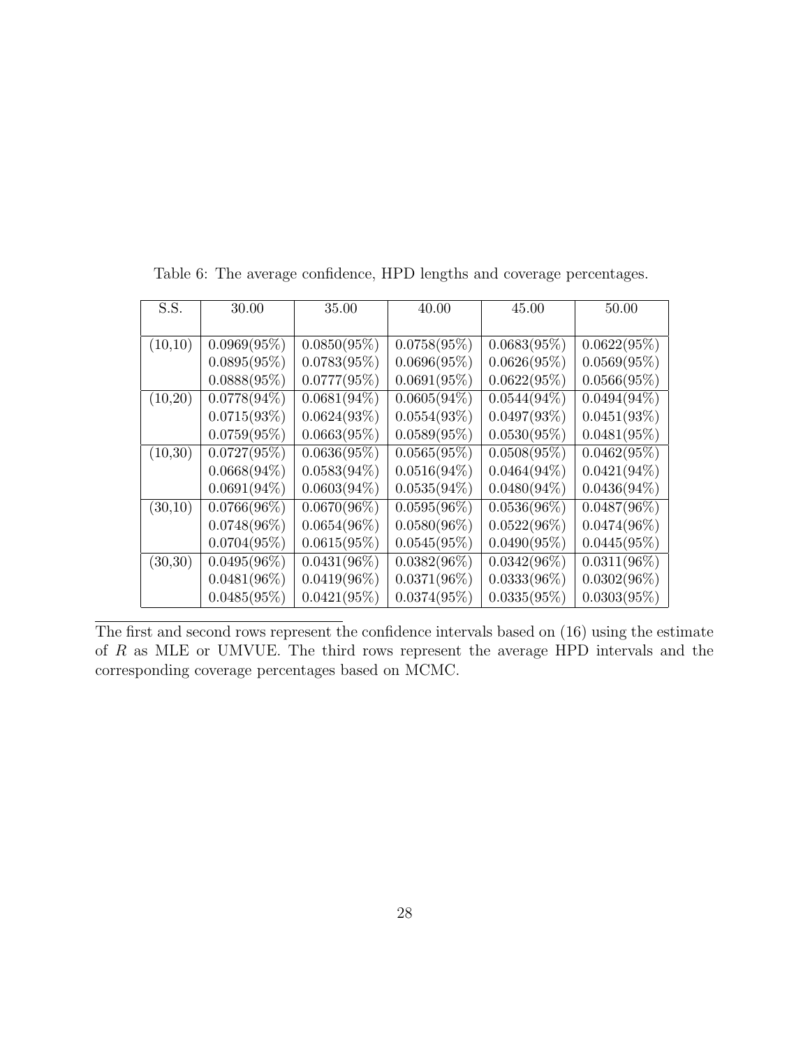Table 6: The average confidence, HPD lengths and coverage percentages.

| S.S. | 30.00 | 35.00 | 40.00 | 45.00 | 50.00 |
|---|---|---|---|---|---|
| (10,10) | 0.0969(95%) | 0.0850(95%) | 0.0758(95%) | 0.0683(95%) | 0.0622(95%) |
| | 0.0895(95%) | 0.0783(95%) | 0.0696(95%) | 0.0626(95%) | 0.0569(95%) |
| | 0.0888(95%) | 0.0777(95%) | 0.0691(95%) | 0.0622(95%) | 0.0566(95%) |
| (10,20) | 0.0778(94%) | 0.0681(94%) | 0.0605(94%) | 0.0544(94%) | 0.0494(94%) |
| | 0.0715(93%) | 0.0624(93%) | 0.0554(93%) | 0.0497(93%) | 0.0451(93%) |
| | 0.0759(95%) | 0.0663(95%) | 0.0589(95%) | 0.0530(95%) | 0.0481(95%) |
| (10,30) | 0.0727(95%) | 0.0636(95%) | 0.0565(95%) | 0.0508(95%) | 0.0462(95%) |
| | 0.0668(94%) | 0.0583(94%) | 0.0516(94%) | 0.0464(94%) | 0.0421(94%) |
| | 0.0691(94%) | 0.0603(94%) | 0.0535(94%) | 0.0480(94%) | 0.0436(94%) |
| (30,10) | 0.0766(96%) | 0.0670(96%) | 0.0595(96%) | 0.0536(96%) | 0.0487(96%) |
| | 0.0748(96%) | 0.0654(96%) | 0.0580(96%) | 0.0522(96%) | 0.0474(96%) |
| | 0.0704(95%) | 0.0615(95%) | 0.0545(95%) | 0.0490(95%) | 0.0445(95%) |
| (30,30) | 0.0495(96%) | 0.0431(96%) | 0.0382(96%) | 0.0342(96%) | 0.0311(96%) |
| | 0.0481(96%) | 0.0419(96%) | 0.0371(96%) | 0.0333(96%) | 0.0302(96%) |
| | 0.0485(95%) | 0.0421(95%) | 0.0374(95%) | 0.0335(95%) | 0.0303(95%) |

The first and second rows represent the confidence intervals based on (16) using the estimate of $R$ as MLE or UMVUE. The third rows represent the average HPD intervals and the corresponding coverage percentages based on MCMC.